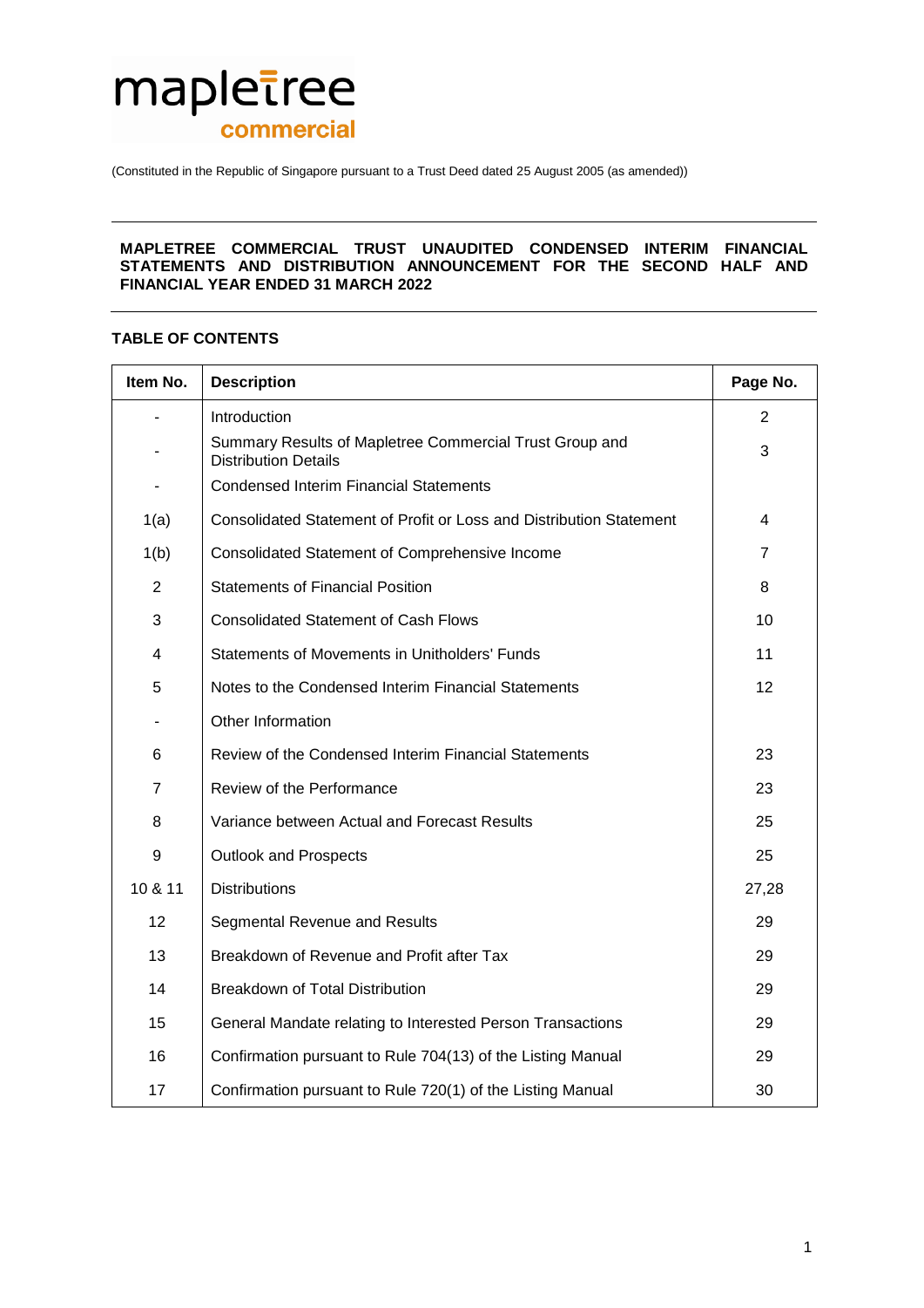mapletree commercial

(Constituted in the Republic of Singapore pursuant to a Trust Deed dated 25 August 2005 (as amended))

**MAPLETREE COMMERCIAL TRUST UNAUDITED CONDENSED INTERIM FINANCIAL STATEMENTS AND DISTRIBUTION ANNOUNCEMENT FOR THE SECOND HALF AND FINANCIAL YEAR ENDED 31 MARCH 2022**

**TABLE OF CONTENTS**

| Item No. | Description | Page No. |
|---|---|---|
| - | Introduction | 2 |
| - | Summary Results of Mapletree Commercial Trust Group and Distribution Details | 3 |
| - | Condensed Interim Financial Statements | |
| 1(a) | Consolidated Statement of Profit or Loss and Distribution Statement | 4 |
| 1(b) | Consolidated Statement of Comprehensive Income | 7 |
| 2 | Statements of Financial Position | 8 |
| 3 | Consolidated Statement of Cash Flows | 10 |
| 4 | Statements of Movements in Unitholders' Funds | 11 |
| 5 | Notes to the Condensed Interim Financial Statements | 12 |
| - | Other Information | |
| 6 | Review of the Condensed Interim Financial Statements | 23 |
| 7 | Review of the Performance | 23 |
| 8 | Variance between Actual and Forecast Results | 25 |
| 9 | Outlook and Prospects | 25 |
| 10 & 11 | Distributions | 27,28 |
| 12 | Segmental Revenue and Results | 29 |
| 13 | Breakdown of Revenue and Profit after Tax | 29 |
| 14 | Breakdown of Total Distribution | 29 |
| 15 | General Mandate relating to Interested Person Transactions | 29 |
| 16 | Confirmation pursuant to Rule 704(13) of the Listing Manual | 29 |
| 17 | Confirmation pursuant to Rule 720(1) of the Listing Manual | 30 |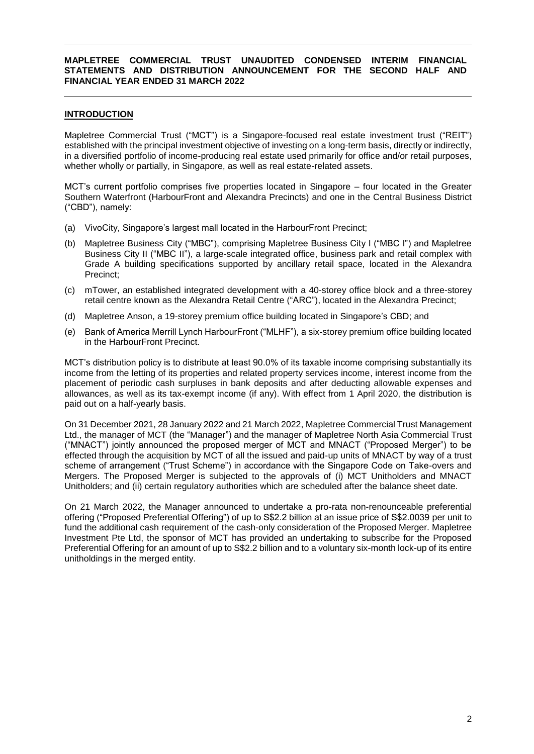**MAPLETREE COMMERCIAL TRUST UNAUDITED CONDENSED INTERIM FINANCIAL STATEMENTS AND DISTRIBUTION ANNOUNCEMENT FOR THE SECOND HALF AND FINANCIAL YEAR ENDED 31 MARCH 2022**

## INTRODUCTION

Mapletree Commercial Trust ("MCT") is a Singapore-focused real estate investment trust ("REIT") established with the principal investment objective of investing on a long-term basis, directly or indirectly, in a diversified portfolio of income-producing real estate used primarily for office and/or retail purposes, whether wholly or partially, in Singapore, as well as real estate-related assets.

MCT's current portfolio comprises five properties located in Singapore – four located in the Greater Southern Waterfront (HarbourFront and Alexandra Precincts) and one in the Central Business District ("CBD"), namely:

(a) VivoCity, Singapore's largest mall located in the HarbourFront Precinct;

(b) Mapletree Business City ("MBC"), comprising Mapletree Business City I ("MBC I") and Mapletree Business City II ("MBC II"), a large-scale integrated office, business park and retail complex with Grade A building specifications supported by ancillary retail space, located in the Alexandra Precinct;

(c) mTower, an established integrated development with a 40-storey office block and a three-storey retail centre known as the Alexandra Retail Centre ("ARC"), located in the Alexandra Precinct;

(d) Mapletree Anson, a 19-storey premium office building located in Singapore's CBD; and

(e) Bank of America Merrill Lynch HarbourFront ("MLHF"), a six-storey premium office building located in the HarbourFront Precinct.

MCT's distribution policy is to distribute at least 90.0% of its taxable income comprising substantially its income from the letting of its properties and related property services income, interest income from the placement of periodic cash surpluses in bank deposits and after deducting allowable expenses and allowances, as well as its tax-exempt income (if any). With effect from 1 April 2020, the distribution is paid out on a half-yearly basis.

On 31 December 2021, 28 January 2022 and 21 March 2022, Mapletree Commercial Trust Management Ltd., the manager of MCT (the "Manager") and the manager of Mapletree North Asia Commercial Trust ("MNACT") jointly announced the proposed merger of MCT and MNACT ("Proposed Merger") to be effected through the acquisition by MCT of all the issued and paid-up units of MNACT by way of a trust scheme of arrangement ("Trust Scheme") in accordance with the Singapore Code on Take-overs and Mergers. The Proposed Merger is subjected to the approvals of (i) MCT Unitholders and MNACT Unitholders; and (ii) certain regulatory authorities which are scheduled after the balance sheet date.

On 21 March 2022, the Manager announced to undertake a pro-rata non-renounceable preferential offering ("Proposed Preferential Offering") of up to S$2.2 billion at an issue price of S$2.0039 per unit to fund the additional cash requirement of the cash-only consideration of the Proposed Merger. Mapletree Investment Pte Ltd, the sponsor of MCT has provided an undertaking to subscribe for the Proposed Preferential Offering for an amount of up to S$2.2 billion and to a voluntary six-month lock-up of its entire unitholdings in the merged entity.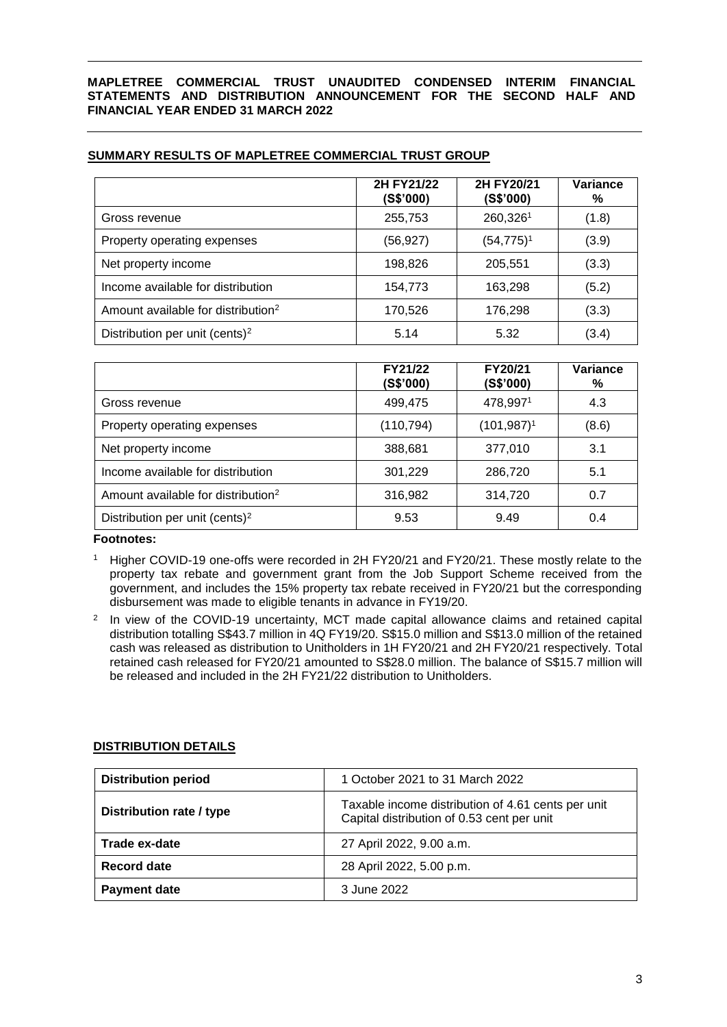**MAPLETREE COMMERCIAL TRUST UNAUDITED CONDENSED INTERIM FINANCIAL STATEMENTS AND DISTRIBUTION ANNOUNCEMENT FOR THE SECOND HALF AND FINANCIAL YEAR ENDED 31 MARCH 2022**

## SUMMARY RESULTS OF MAPLETREE COMMERCIAL TRUST GROUP

| | 2H FY21/22 (S$'000) | 2H FY20/21 (S$'000) | Variance % |
|---|---|---|---|
| Gross revenue | 255,753 | 260,326[1] | (1.8) |
| Property operating expenses | (56,927) | (54,775)[1] | (3.9) |
| Net property income | 198,826 | 205,551 | (3.3) |
| Income available for distribution | 154,773 | 163,298 | (5.2) |
| Amount available for distribution[2] | 170,526 | 176,298 | (3.3) |
| Distribution per unit (cents)[2] | 5.14 | 5.32 | (3.4) |

| | FY21/22 (S$'000) | FY20/21 (S$'000) | Variance % |
|---|---|---|---|
| Gross revenue | 499,475 | 478,997[1] | 4.3 |
| Property operating expenses | (110,794) | (101,987)[1] | (8.6) |
| Net property income | 388,681 | 377,010 | 3.1 |
| Income available for distribution | 301,229 | 286,720 | 5.1 |
| Amount available for distribution[2] | 316,982 | 314,720 | 0.7 |
| Distribution per unit (cents)[2] | 9.53 | 9.49 | 0.4 |

**Footnotes:**

1. Higher COVID-19 one-offs were recorded in 2H FY20/21 and FY20/21. These mostly relate to the property tax rebate and government grant from the Job Support Scheme received from the government, and includes the 15% property tax rebate received in FY20/21 but the corresponding disbursement was made to eligible tenants in advance in FY19/20.
2. In view of the COVID-19 uncertainty, MCT made capital allowance claims and retained capital distribution totalling S$43.7 million in 4Q FY19/20. S$15.0 million and S$13.0 million of the retained cash was released as distribution to Unitholders in 1H FY20/21 and 2H FY20/21 respectively. Total retained cash released for FY20/21 amounted to S$28.0 million. The balance of S$15.7 million will be released and included in the 2H FY21/22 distribution to Unitholders.

## DISTRIBUTION DETAILS

| **Distribution period** | 1 October 2021 to 31 March 2022 |
|---|---|
| **Distribution rate / type** | Taxable income distribution of 4.61 cents per unit<br>Capital distribution of 0.53 cent per unit |
| **Trade ex-date** | 27 April 2022, 9.00 a.m. |
| **Record date** | 28 April 2022, 5.00 p.m. |
| **Payment date** | 3 June 2022 |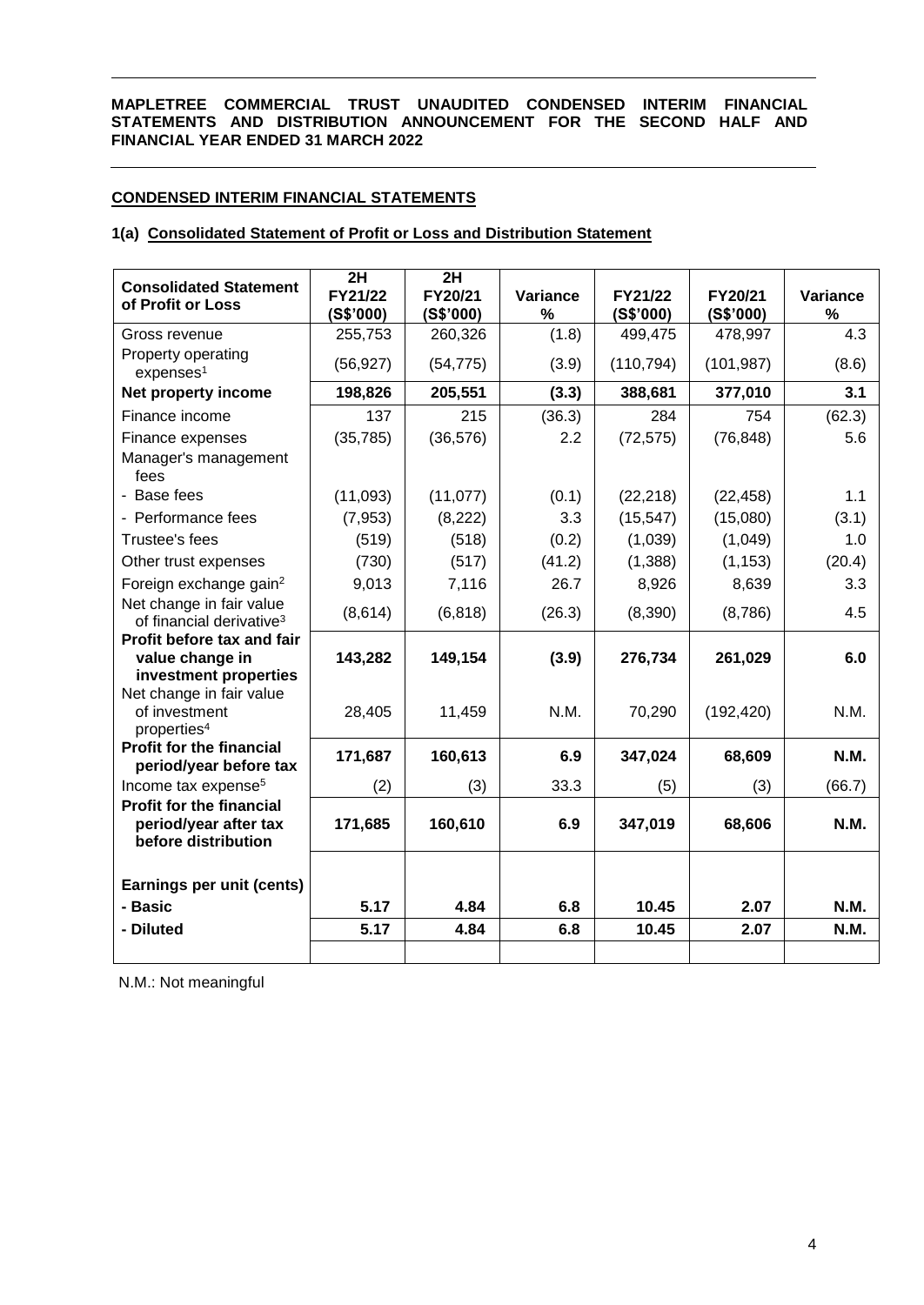**MAPLETREE COMMERCIAL TRUST UNAUDITED CONDENSED INTERIM FINANCIAL STATEMENTS AND DISTRIBUTION ANNOUNCEMENT FOR THE SECOND HALF AND FINANCIAL YEAR ENDED 31 MARCH 2022**

## CONDENSED INTERIM FINANCIAL STATEMENTS

### 1(a) Consolidated Statement of Profit or Loss and Distribution Statement

| Consolidated Statement of Profit or Loss | 2H FY21/22 (S$'000) | 2H FY20/21 (S$'000) | Variance % | FY21/22 (S$'000) | FY20/21 (S$'000) | Variance % |
|---|---|---|---|---|---|---|
| Gross revenue | 255,753 | 260,326 | (1.8) | 499,475 | 478,997 | 4.3 |
| Property operating expenses[1] | (56,927) | (54,775) | (3.9) | (110,794) | (101,987) | (8.6) |
| **Net property income** | **198,826** | **205,551** | **(3.3)** | **388,681** | **377,010** | **3.1** |
| Finance income | 137 | 215 | (36.3) | 284 | 754 | (62.3) |
| Finance expenses | (35,785) | (36,576) | 2.2 | (72,575) | (76,848) | 5.6 |
| Manager's management fees | | | | | | |
| - Base fees | (11,093) | (11,077) | (0.1) | (22,218) | (22,458) | 1.1 |
| - Performance fees | (7,953) | (8,222) | 3.3 | (15,547) | (15,080) | (3.1) |
| Trustee's fees | (519) | (518) | (0.2) | (1,039) | (1,049) | 1.0 |
| Other trust expenses | (730) | (517) | (41.2) | (1,388) | (1,153) | (20.4) |
| Foreign exchange gain[2] | 9,013 | 7,116 | 26.7 | 8,926 | 8,639 | 3.3 |
| Net change in fair value of financial derivative[3] | (8,614) | (6,818) | (26.3) | (8,390) | (8,786) | 4.5 |
| **Profit before tax and fair value change in investment properties** | **143,282** | **149,154** | **(3.9)** | **276,734** | **261,029** | **6.0** |
| Net change in fair value of investment properties[4] | 28,405 | 11,459 | N.M. | 70,290 | (192,420) | N.M. |
| **Profit for the financial period/year before tax** | **171,687** | **160,613** | **6.9** | **347,024** | **68,609** | **N.M.** |
| Income tax expense[5] | (2) | (3) | 33.3 | (5) | (3) | (66.7) |
| **Profit for the financial period/year after tax before distribution** | **171,685** | **160,610** | **6.9** | **347,019** | **68,606** | **N.M.** |
| | | | | | | |
| **Earnings per unit (cents)** | | | | | | |
| **- Basic** | **5.17** | **4.84** | **6.8** | **10.45** | **2.07** | **N.M.** |
| **- Diluted** | **5.17** | **4.84** | **6.8** | **10.45** | **2.07** | **N.M.** |

N.M.: Not meaningful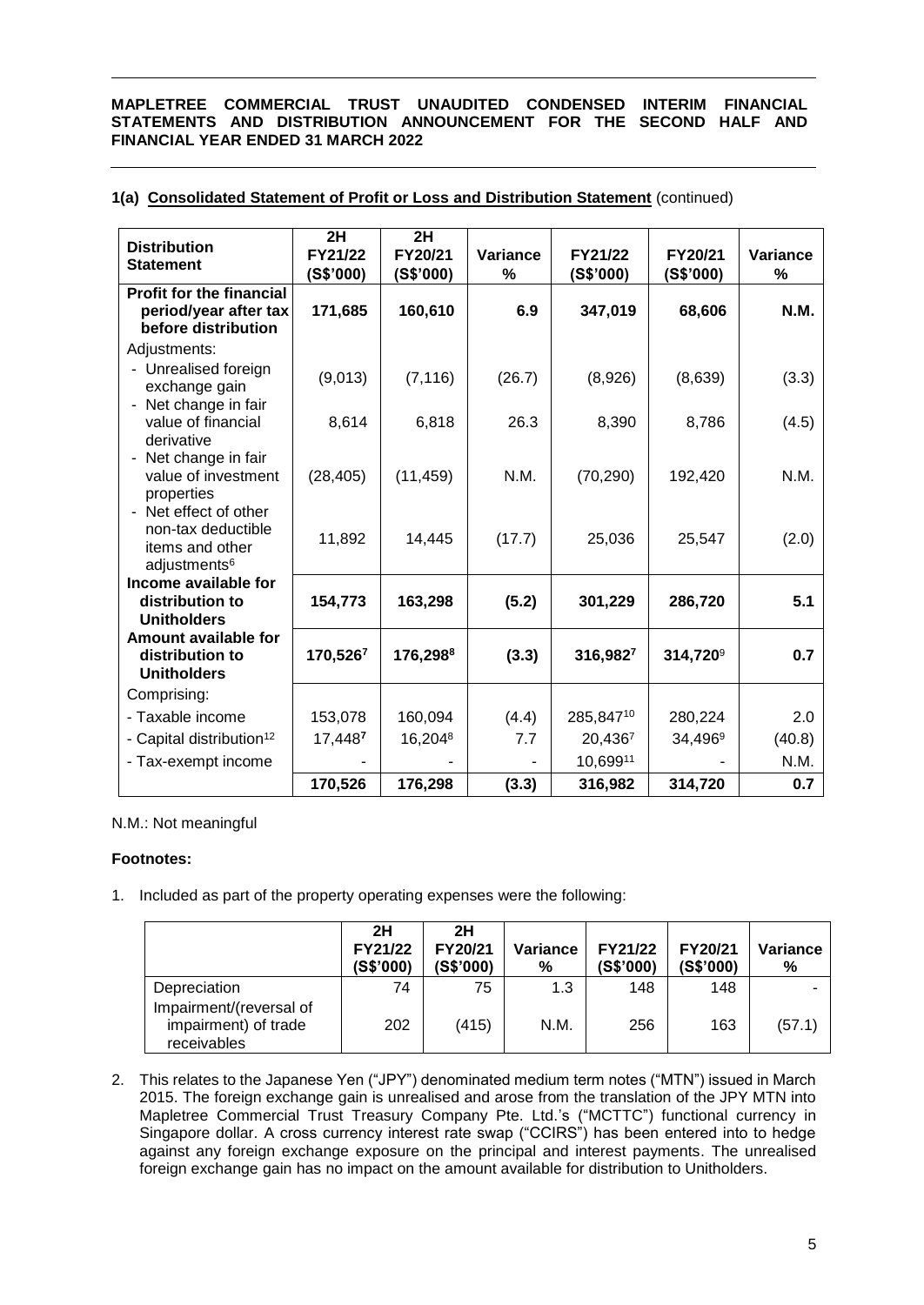### 1(a) Consolidated Statement of Profit or Loss and Distribution Statement (continued)

| Distribution Statement | 2H FY21/22 (S$'000) | 2H FY20/21 (S$'000) | Variance % | FY21/22 (S$'000) | FY20/21 (S$'000) | Variance % |
|---|---|---|---|---|---|---|
| **Profit for the financial period/year after tax before distribution** | **171,685** | **160,610** | **6.9** | **347,019** | **68,606** | **N.M.** |
| Adjustments: | | | | | | |
| - Unrealised foreign exchange gain | (9,013) | (7,116) | (26.7) | (8,926) | (8,639) | (3.3) |
| - Net change in fair value of financial derivative | 8,614 | 6,818 | 26.3 | 8,390 | 8,786 | (4.5) |
| - Net change in fair value of investment properties | (28,405) | (11,459) | N.M. | (70,290) | 192,420 | N.M. |
| - Net effect of other non-tax deductible items and other adjustments[6] | 11,892 | 14,445 | (17.7) | 25,036 | 25,547 | (2.0) |
| **Income available for distribution to Unitholders** | **154,773** | **163,298** | **(5.2)** | **301,229** | **286,720** | **5.1** |
| **Amount available for distribution to Unitholders** | **170,526[7]** | **176,298[8]** | **(3.3)** | **316,982[7]** | **314,720[9]** | **0.7** |
| Comprising: | | | | | | |
| - Taxable income | 153,078 | 160,094 | (4.4) | 285,847[10] | 280,224 | 2.0 |
| - Capital distribution[12] | 17,448[7] | 16,204[8] | 7.7 | 20,436[7] | 34,496[9] | (40.8) |
| - Tax-exempt income | - | - | - | 10,699[11] | - | N.M. |
| | **170,526** | **176,298** | **(3.3)** | **316,982** | **314,720** | **0.7** |

N.M.: Not meaningful

**Footnotes:**

1. Included as part of the property operating expenses were the following:

| | 2H FY21/22 (S$'000) | 2H FY20/21 (S$'000) | Variance % | FY21/22 (S$'000) | FY20/21 (S$'000) | Variance % |
|---|---|---|---|---|---|---|
| Depreciation | 74 | 75 | 1.3 | 148 | 148 | - |
| Impairment/(reversal of impairment) of trade receivables | 202 | (415) | N.M. | 256 | 163 | (57.1) |

2. This relates to the Japanese Yen ("JPY") denominated medium term notes ("MTN") issued in March 2015. The foreign exchange gain is unrealised and arose from the translation of the JPY MTN into Mapletree Commercial Trust Treasury Company Pte. Ltd.'s ("MCTTC") functional currency in Singapore dollar. A cross currency interest rate swap ("CCIRS") has been entered into to hedge against any foreign exchange exposure on the principal and interest payments. The unrealised foreign exchange gain has no impact on the amount available for distribution to Unitholders.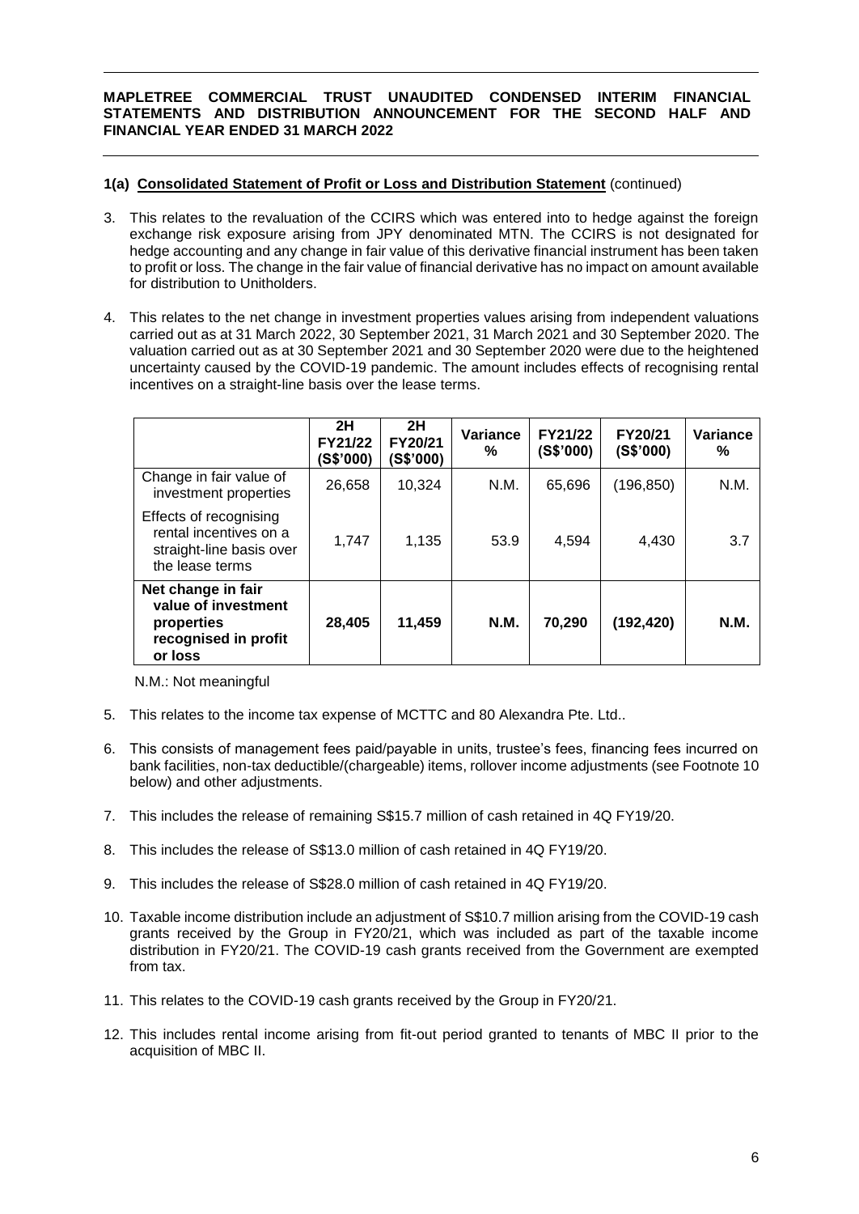### 1(a) Consolidated Statement of Profit or Loss and Distribution Statement (continued)

3. This relates to the revaluation of the CCIRS which was entered into to hedge against the foreign exchange risk exposure arising from JPY denominated MTN. The CCIRS is not designated for hedge accounting and any change in fair value of this derivative financial instrument has been taken to profit or loss. The change in the fair value of financial derivative has no impact on amount available for distribution to Unitholders.

4. This relates to the net change in investment properties values arising from independent valuations carried out as at 31 March 2022, 30 September 2021, 31 March 2021 and 30 September 2020. The valuation carried out as at 30 September 2021 and 30 September 2020 were due to the heightened uncertainty caused by the COVID-19 pandemic. The amount includes effects of recognising rental incentives on a straight-line basis over the lease terms.

| | 2H FY21/22 (S$'000) | 2H FY20/21 (S$'000) | Variance % | FY21/22 (S$'000) | FY20/21 (S$'000) | Variance % |
|---|---|---|---|---|---|---|
| Change in fair value of investment properties | 26,658 | 10,324 | N.M. | 65,696 | (196,850) | N.M. |
| Effects of recognising rental incentives on a straight-line basis over the lease terms | 1,747 | 1,135 | 53.9 | 4,594 | 4,430 | 3.7 |
| **Net change in fair value of investment properties recognised in profit or loss** | **28,405** | **11,459** | **N.M.** | **70,290** | **(192,420)** | **N.M.** |

N.M.: Not meaningful

5. This relates to the income tax expense of MCTTC and 80 Alexandra Pte. Ltd..

6. This consists of management fees paid/payable in units, trustee's fees, financing fees incurred on bank facilities, non-tax deductible/(chargeable) items, rollover income adjustments (see Footnote 10 below) and other adjustments.

7. This includes the release of remaining S$15.7 million of cash retained in 4Q FY19/20.

8. This includes the release of S$13.0 million of cash retained in 4Q FY19/20.

9. This includes the release of S$28.0 million of cash retained in 4Q FY19/20.

10. Taxable income distribution include an adjustment of S$10.7 million arising from the COVID-19 cash grants received by the Group in FY20/21, which was included as part of the taxable income distribution in FY20/21. The COVID-19 cash grants received from the Government are exempted from tax.

11. This relates to the COVID-19 cash grants received by the Group in FY20/21.

12. This includes rental income arising from fit-out period granted to tenants of MBC II prior to the acquisition of MBC II.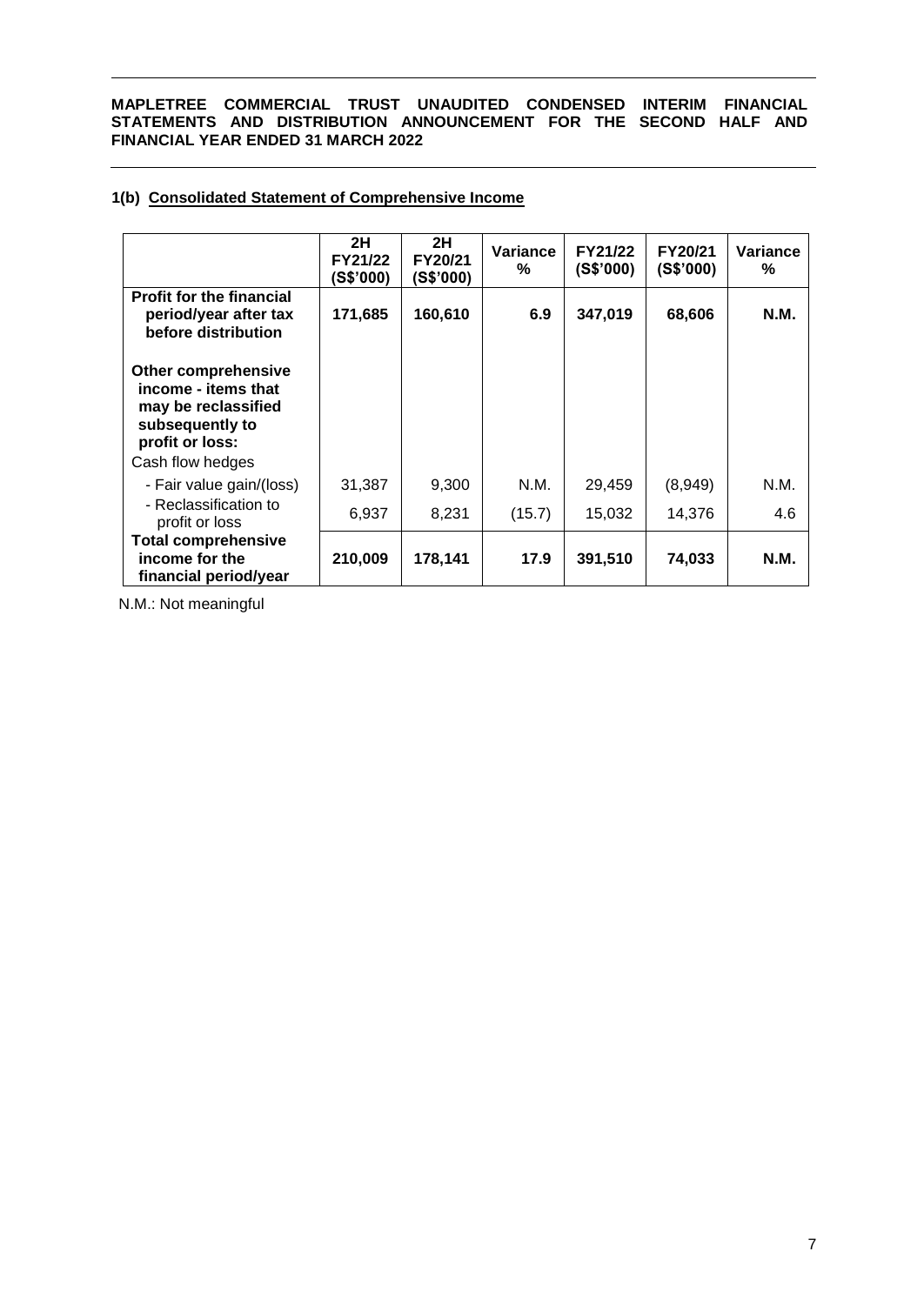## 1(b) Consolidated Statement of Comprehensive Income

| | 2H FY21/22 (S$'000) | 2H FY20/21 (S$'000) | Variance % | FY21/22 (S$'000) | FY20/21 (S$'000) | Variance % |
|---|---|---|---|---|---|---|
| **Profit for the financial period/year after tax before distribution** | **171,685** | **160,610** | **6.9** | **347,019** | **68,606** | **N.M.** |
| **Other comprehensive income - items that may be reclassified subsequently to profit or loss:** | | | | | | |
| Cash flow hedges | | | | | | |
| - Fair value gain/(loss) | 31,387 | 9,300 | N.M. | 29,459 | (8,949) | N.M. |
| - Reclassification to profit or loss | 6,937 | 8,231 | (15.7) | 15,032 | 14,376 | 4.6 |
| **Total comprehensive income for the financial period/year** | **210,009** | **178,141** | **17.9** | **391,510** | **74,033** | **N.M.** |

N.M.: Not meaningful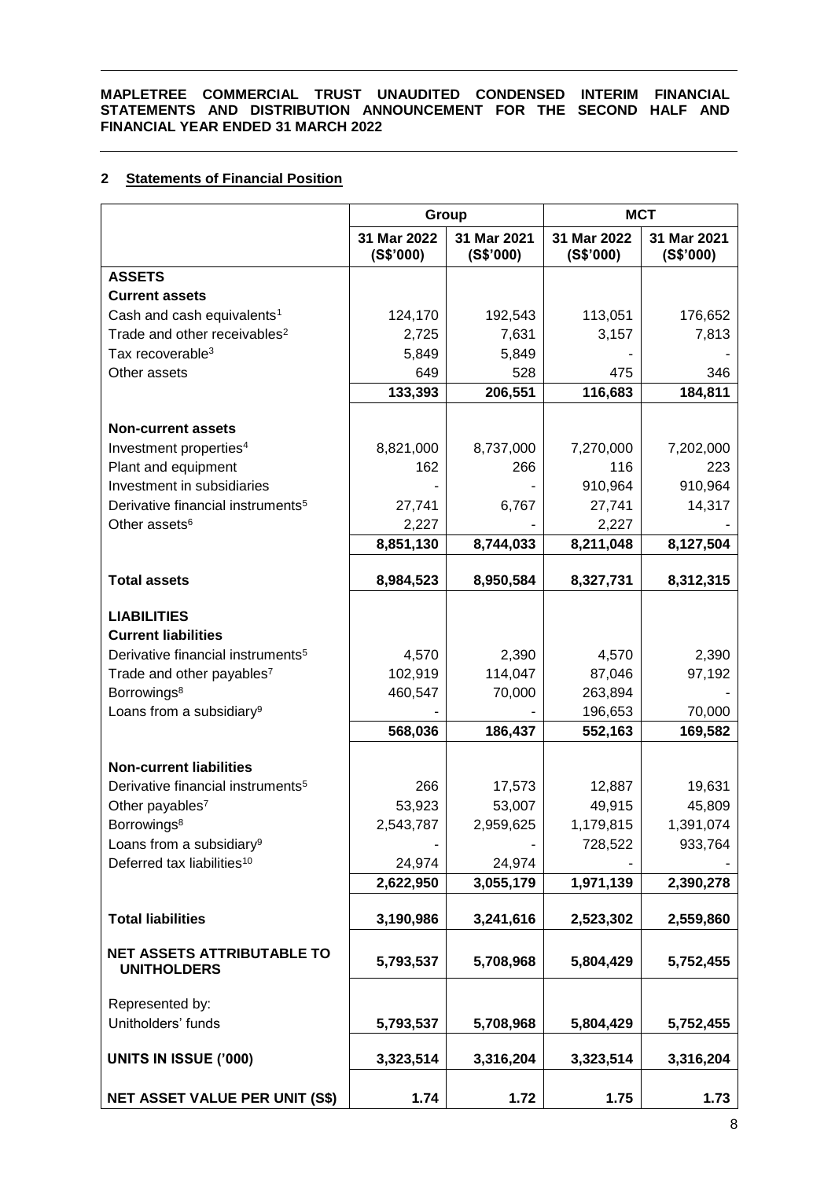## 2 Statements of Financial Position

| | Group | | MCT | |
|---|---|---|---|---|
| | 31 Mar 2022 (S$'000) | 31 Mar 2021 (S$'000) | 31 Mar 2022 (S$'000) | 31 Mar 2021 (S$'000) |
| **ASSETS** | | | | |
| **Current assets** | | | | |
| Cash and cash equivalents[1] | 124,170 | 192,543 | 113,051 | 176,652 |
| Trade and other receivables[2] | 2,725 | 7,631 | 3,157 | 7,813 |
| Tax recoverable[3] | 5,849 | 5,849 | - | - |
| Other assets | 649 | 528 | 475 | 346 |
| | **133,393** | **206,551** | **116,683** | **184,811** |
| **Non-current assets** | | | | |
| Investment properties[4] | 8,821,000 | 8,737,000 | 7,270,000 | 7,202,000 |
| Plant and equipment | 162 | 266 | 116 | 223 |
| Investment in subsidiaries | - | - | 910,964 | 910,964 |
| Derivative financial instruments[5] | 27,741 | 6,767 | 27,741 | 14,317 |
| Other assets[6] | 2,227 | - | 2,227 | - |
| | **8,851,130** | **8,744,033** | **8,211,048** | **8,127,504** |
| **Total assets** | **8,984,523** | **8,950,584** | **8,327,731** | **8,312,315** |
| **LIABILITIES** | | | | |
| **Current liabilities** | | | | |
| Derivative financial instruments[5] | 4,570 | 2,390 | 4,570 | 2,390 |
| Trade and other payables[7] | 102,919 | 114,047 | 87,046 | 97,192 |
| Borrowings[8] | 460,547 | 70,000 | 263,894 | - |
| Loans from a subsidiary[9] | - | - | 196,653 | 70,000 |
| | **568,036** | **186,437** | **552,163** | **169,582** |
| **Non-current liabilities** | | | | |
| Derivative financial instruments[5] | 266 | 17,573 | 12,887 | 19,631 |
| Other payables[7] | 53,923 | 53,007 | 49,915 | 45,809 |
| Borrowings[8] | 2,543,787 | 2,959,625 | 1,179,815 | 1,391,074 |
| Loans from a subsidiary[9] | - | - | 728,522 | 933,764 |
| Deferred tax liabilities[10] | 24,974 | 24,974 | - | - |
| | **2,622,950** | **3,055,179** | **1,971,139** | **2,390,278** |
| **Total liabilities** | **3,190,986** | **3,241,616** | **2,523,302** | **2,559,860** |
| **NET ASSETS ATTRIBUTABLE TO UNITHOLDERS** | **5,793,537** | **5,708,968** | **5,804,429** | **5,752,455** |
| Represented by: | | | | |
| Unitholders' funds | **5,793,537** | **5,708,968** | **5,804,429** | **5,752,455** |
| **UNITS IN ISSUE ('000)** | **3,323,514** | **3,316,204** | **3,323,514** | **3,316,204** |
| **NET ASSET VALUE PER UNIT (S$)** | **1.74** | **1.72** | **1.75** | **1.73** |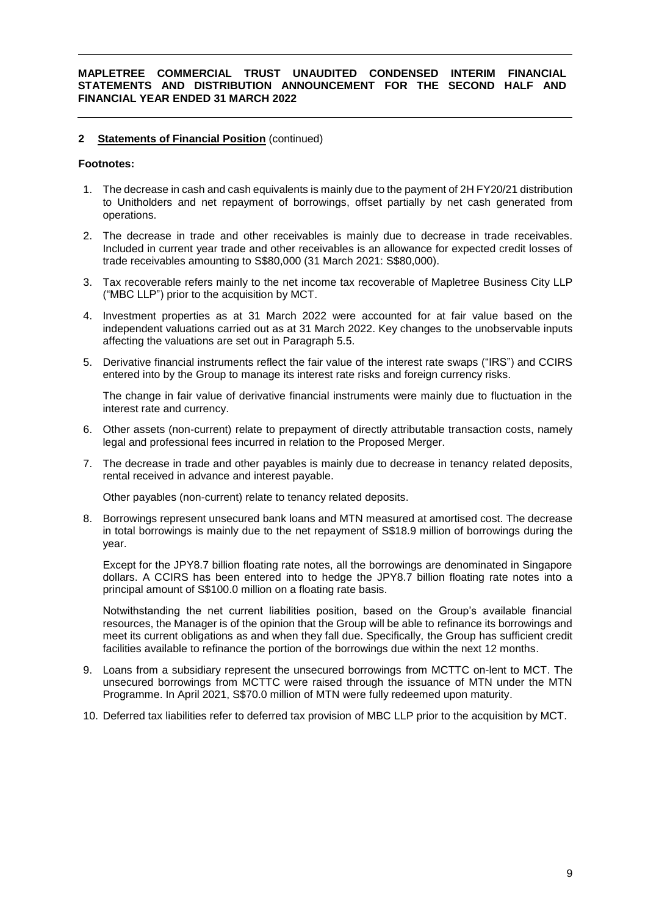## 2 Statements of Financial Position (continued)

**Footnotes:**

1. The decrease in cash and cash equivalents is mainly due to the payment of 2H FY20/21 distribution to Unitholders and net repayment of borrowings, offset partially by net cash generated from operations.

2. The decrease in trade and other receivables is mainly due to decrease in trade receivables. Included in current year trade and other receivables is an allowance for expected credit losses of trade receivables amounting to S$80,000 (31 March 2021: S$80,000).

3. Tax recoverable refers mainly to the net income tax recoverable of Mapletree Business City LLP ("MBC LLP") prior to the acquisition by MCT.

4. Investment properties as at 31 March 2022 were accounted for at fair value based on the independent valuations carried out as at 31 March 2022. Key changes to the unobservable inputs affecting the valuations are set out in Paragraph 5.5.

5. Derivative financial instruments reflect the fair value of the interest rate swaps ("IRS") and CCIRS entered into by the Group to manage its interest rate risks and foreign currency risks.

   The change in fair value of derivative financial instruments were mainly due to fluctuation in the interest rate and currency.

6. Other assets (non-current) relate to prepayment of directly attributable transaction costs, namely legal and professional fees incurred in relation to the Proposed Merger.

7. The decrease in trade and other payables is mainly due to decrease in tenancy related deposits, rental received in advance and interest payable.

   Other payables (non-current) relate to tenancy related deposits.

8. Borrowings represent unsecured bank loans and MTN measured at amortised cost. The decrease in total borrowings is mainly due to the net repayment of S$18.9 million of borrowings during the year.

   Except for the JPY8.7 billion floating rate notes, all the borrowings are denominated in Singapore dollars. A CCIRS has been entered into to hedge the JPY8.7 billion floating rate notes into a principal amount of S$100.0 million on a floating rate basis.

   Notwithstanding the net current liabilities position, based on the Group's available financial resources, the Manager is of the opinion that the Group will be able to refinance its borrowings and meet its current obligations as and when they fall due. Specifically, the Group has sufficient credit facilities available to refinance the portion of the borrowings due within the next 12 months.

9. Loans from a subsidiary represent the unsecured borrowings from MCTTC on-lent to MCT. The unsecured borrowings from MCTTC were raised through the issuance of MTN under the MTN Programme. In April 2021, S$70.0 million of MTN were fully redeemed upon maturity.

10. Deferred tax liabilities refer to deferred tax provision of MBC LLP prior to the acquisition by MCT.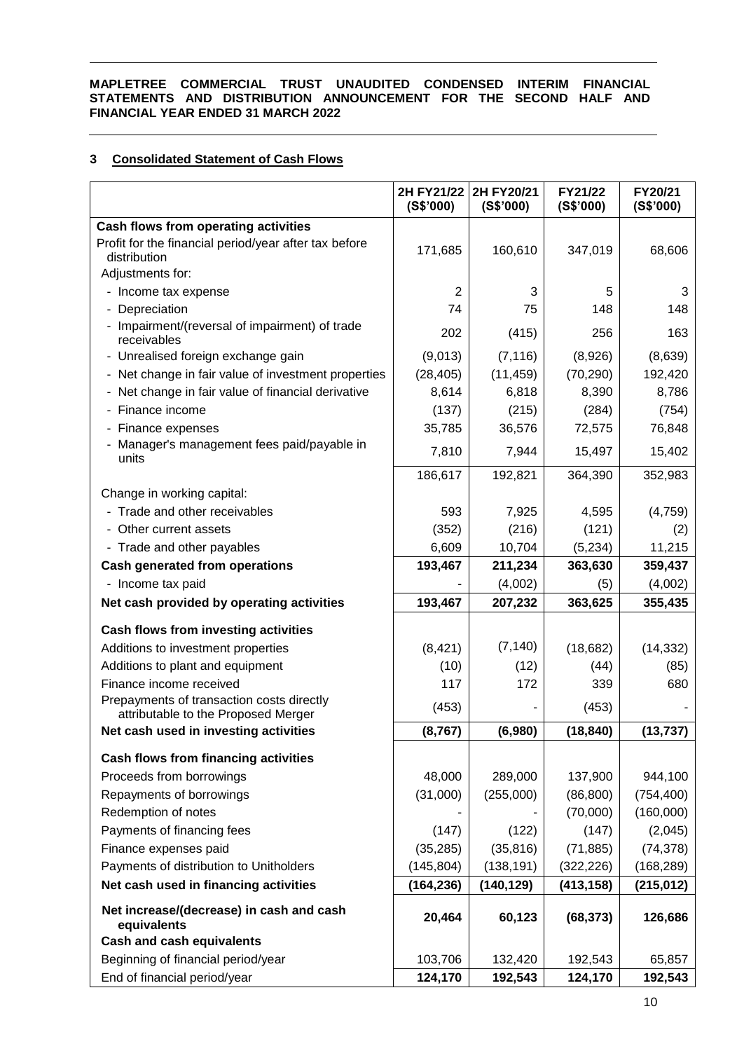## 3 Consolidated Statement of Cash Flows

| | 2H FY21/22 (S$'000) | 2H FY20/21 (S$'000) | FY21/22 (S$'000) | FY20/21 (S$'000) |
|---|---|---|---|---|
| **Cash flows from operating activities** | | | | |
| Profit for the financial period/year after tax before distribution | 171,685 | 160,610 | 347,019 | 68,606 |
| Adjustments for: | | | | |
| - Income tax expense | 2 | 3 | 5 | 3 |
| - Depreciation | 74 | 75 | 148 | 148 |
| - Impairment/(reversal of impairment) of trade receivables | 202 | (415) | 256 | 163 |
| - Unrealised foreign exchange gain | (9,013) | (7,116) | (8,926) | (8,639) |
| - Net change in fair value of investment properties | (28,405) | (11,459) | (70,290) | 192,420 |
| - Net change in fair value of financial derivative | 8,614 | 6,818 | 8,390 | 8,786 |
| - Finance income | (137) | (215) | (284) | (754) |
| - Finance expenses | 35,785 | 36,576 | 72,575 | 76,848 |
| - Manager's management fees paid/payable in units | 7,810 | 7,944 | 15,497 | 15,402 |
| | 186,617 | 192,821 | 364,390 | 352,983 |
| Change in working capital: | | | | |
| - Trade and other receivables | 593 | 7,925 | 4,595 | (4,759) |
| - Other current assets | (352) | (216) | (121) | (2) |
| - Trade and other payables | 6,609 | 10,704 | (5,234) | 11,215 |
| **Cash generated from operations** | **193,467** | **211,234** | **363,630** | **359,437** |
| - Income tax paid | - | (4,002) | (5) | (4,002) |
| **Net cash provided by operating activities** | **193,467** | **207,232** | **363,625** | **355,435** |
| **Cash flows from investing activities** | | | | |
| Additions to investment properties | (8,421) | (7,140) | (18,682) | (14,332) |
| Additions to plant and equipment | (10) | (12) | (44) | (85) |
| Finance income received | 117 | 172 | 339 | 680 |
| Prepayments of transaction costs directly attributable to the Proposed Merger | (453) | - | (453) | - |
| **Net cash used in investing activities** | **(8,767)** | **(6,980)** | **(18,840)** | **(13,737)** |
| **Cash flows from financing activities** | | | | |
| Proceeds from borrowings | 48,000 | 289,000 | 137,900 | 944,100 |
| Repayments of borrowings | (31,000) | (255,000) | (86,800) | (754,400) |
| Redemption of notes | - | - | (70,000) | (160,000) |
| Payments of financing fees | (147) | (122) | (147) | (2,045) |
| Finance expenses paid | (35,285) | (35,816) | (71,885) | (74,378) |
| Payments of distribution to Unitholders | (145,804) | (138,191) | (322,226) | (168,289) |
| **Net cash used in financing activities** | **(164,236)** | **(140,129)** | **(413,158)** | **(215,012)** |
| **Net increase/(decrease) in cash and cash equivalents** | **20,464** | **60,123** | **(68,373)** | **126,686** |
| **Cash and cash equivalents** | | | | |
| Beginning of financial period/year | 103,706 | 132,420 | 192,543 | 65,857 |
| End of financial period/year | **124,170** | **192,543** | **124,170** | **192,543** |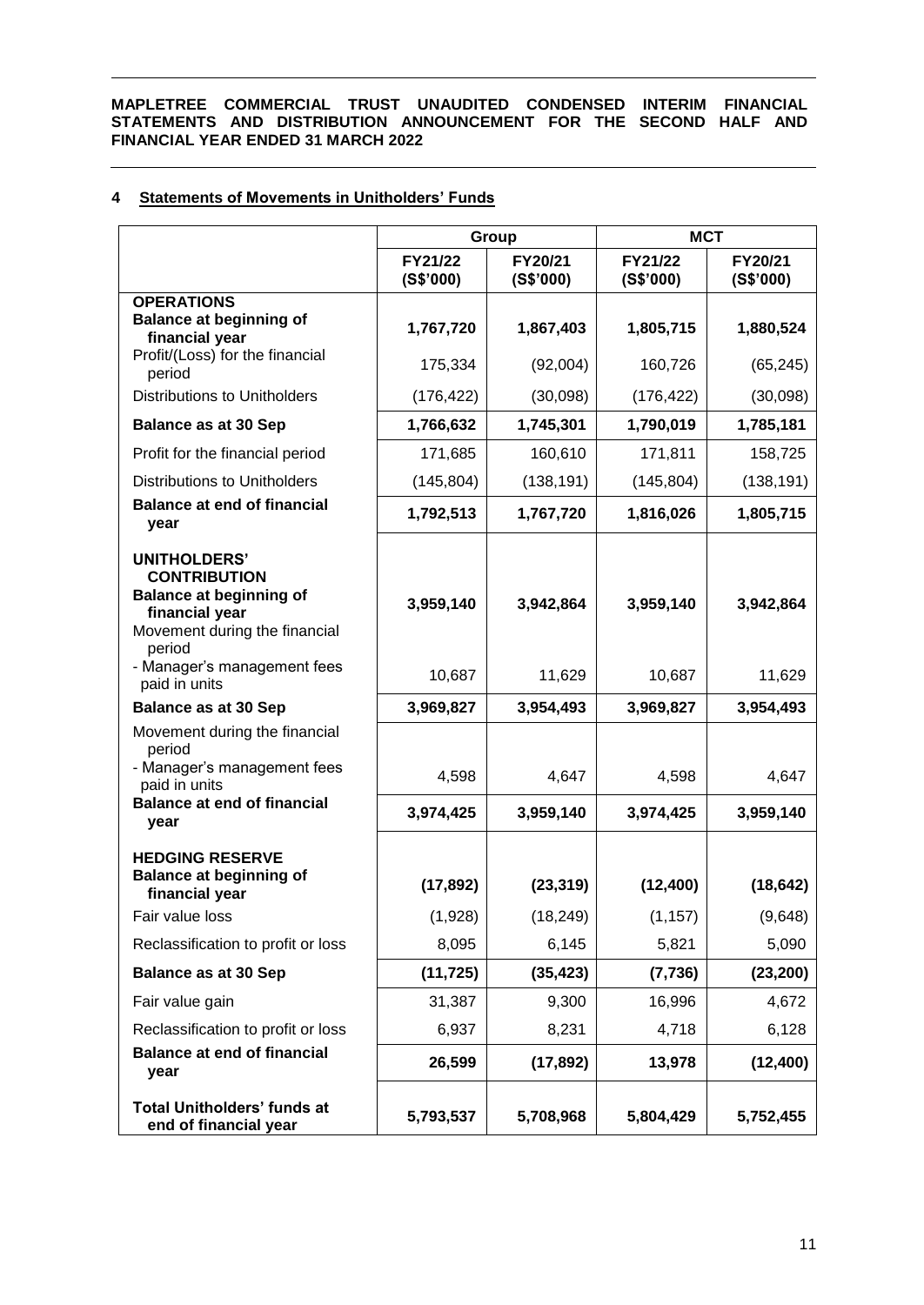## 4 Statements of Movements in Unitholders' Funds

| | Group | | MCT | |
|---|---|---|---|---|
| | FY21/22 (S$'000) | FY20/21 (S$'000) | FY21/22 (S$'000) | FY20/21 (S$'000) |
| **OPERATIONS** | | | | |
| **Balance at beginning of financial year** | **1,767,720** | **1,867,403** | **1,805,715** | **1,880,524** |
| Profit/(Loss) for the financial period | 175,334 | (92,004) | 160,726 | (65,245) |
| Distributions to Unitholders | (176,422) | (30,098) | (176,422) | (30,098) |
| **Balance as at 30 Sep** | **1,766,632** | **1,745,301** | **1,790,019** | **1,785,181** |
| Profit for the financial period | 171,685 | 160,610 | 171,811 | 158,725 |
| Distributions to Unitholders | (145,804) | (138,191) | (145,804) | (138,191) |
| **Balance at end of financial year** | **1,792,513** | **1,767,720** | **1,816,026** | **1,805,715** |
| **UNITHOLDERS' CONTRIBUTION** | | | | |
| **Balance at beginning of financial year** | **3,959,140** | **3,942,864** | **3,959,140** | **3,942,864** |
| Movement during the financial period | | | | |
| - Manager's management fees paid in units | 10,687 | 11,629 | 10,687 | 11,629 |
| **Balance as at 30 Sep** | **3,969,827** | **3,954,493** | **3,969,827** | **3,954,493** |
| Movement during the financial period | | | | |
| - Manager's management fees paid in units | 4,598 | 4,647 | 4,598 | 4,647 |
| **Balance at end of financial year** | **3,974,425** | **3,959,140** | **3,974,425** | **3,959,140** |
| **HEDGING RESERVE** | | | | |
| **Balance at beginning of financial year** | **(17,892)** | **(23,319)** | **(12,400)** | **(18,642)** |
| Fair value loss | (1,928) | (18,249) | (1,157) | (9,648) |
| Reclassification to profit or loss | 8,095 | 6,145 | 5,821 | 5,090 |
| **Balance as at 30 Sep** | **(11,725)** | **(35,423)** | **(7,736)** | **(23,200)** |
| Fair value gain | 31,387 | 9,300 | 16,996 | 4,672 |
| Reclassification to profit or loss | 6,937 | 8,231 | 4,718 | 6,128 |
| **Balance at end of financial year** | **26,599** | **(17,892)** | **13,978** | **(12,400)** |
| **Total Unitholders' funds at end of financial year** | **5,793,537** | **5,708,968** | **5,804,429** | **5,752,455** |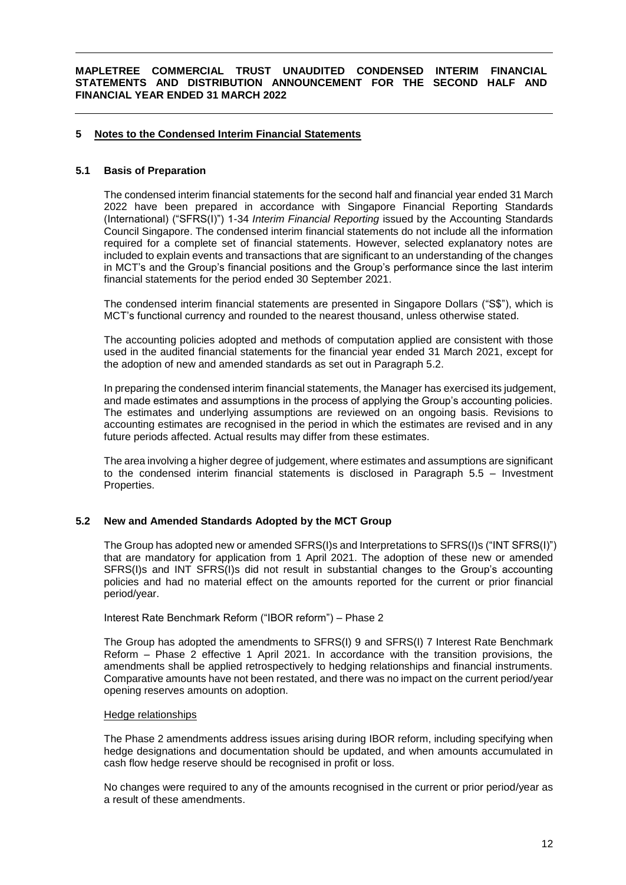## 5 Notes to the Condensed Interim Financial Statements

### 5.1 Basis of Preparation

The condensed interim financial statements for the second half and financial year ended 31 March 2022 have been prepared in accordance with Singapore Financial Reporting Standards (International) ("SFRS(I)") 1-34 *Interim Financial Reporting* issued by the Accounting Standards Council Singapore. The condensed interim financial statements do not include all the information required for a complete set of financial statements. However, selected explanatory notes are included to explain events and transactions that are significant to an understanding of the changes in MCT's and the Group's financial positions and the Group's performance since the last interim financial statements for the period ended 30 September 2021.

The condensed interim financial statements are presented in Singapore Dollars ("S$"), which is MCT's functional currency and rounded to the nearest thousand, unless otherwise stated.

The accounting policies adopted and methods of computation applied are consistent with those used in the audited financial statements for the financial year ended 31 March 2021, except for the adoption of new and amended standards as set out in Paragraph 5.2.

In preparing the condensed interim financial statements, the Manager has exercised its judgement, and made estimates and assumptions in the process of applying the Group's accounting policies. The estimates and underlying assumptions are reviewed on an ongoing basis. Revisions to accounting estimates are recognised in the period in which the estimates are revised and in any future periods affected. Actual results may differ from these estimates.

The area involving a higher degree of judgement, where estimates and assumptions are significant to the condensed interim financial statements is disclosed in Paragraph 5.5 – Investment Properties.

### 5.2 New and Amended Standards Adopted by the MCT Group

The Group has adopted new or amended SFRS(I)s and Interpretations to SFRS(I)s ("INT SFRS(I)") that are mandatory for application from 1 April 2021. The adoption of these new or amended SFRS(I)s and INT SFRS(I)s did not result in substantial changes to the Group's accounting policies and had no material effect on the amounts reported for the current or prior financial period/year.

Interest Rate Benchmark Reform ("IBOR reform") – Phase 2

The Group has adopted the amendments to SFRS(I) 9 and SFRS(I) 7 Interest Rate Benchmark Reform – Phase 2 effective 1 April 2021. In accordance with the transition provisions, the amendments shall be applied retrospectively to hedging relationships and financial instruments. Comparative amounts have not been restated, and there was no impact on the current period/year opening reserves amounts on adoption.

<u>Hedge relationships</u>

The Phase 2 amendments address issues arising during IBOR reform, including specifying when hedge designations and documentation should be updated, and when amounts accumulated in cash flow hedge reserve should be recognised in profit or loss.

No changes were required to any of the amounts recognised in the current or prior period/year as a result of these amendments.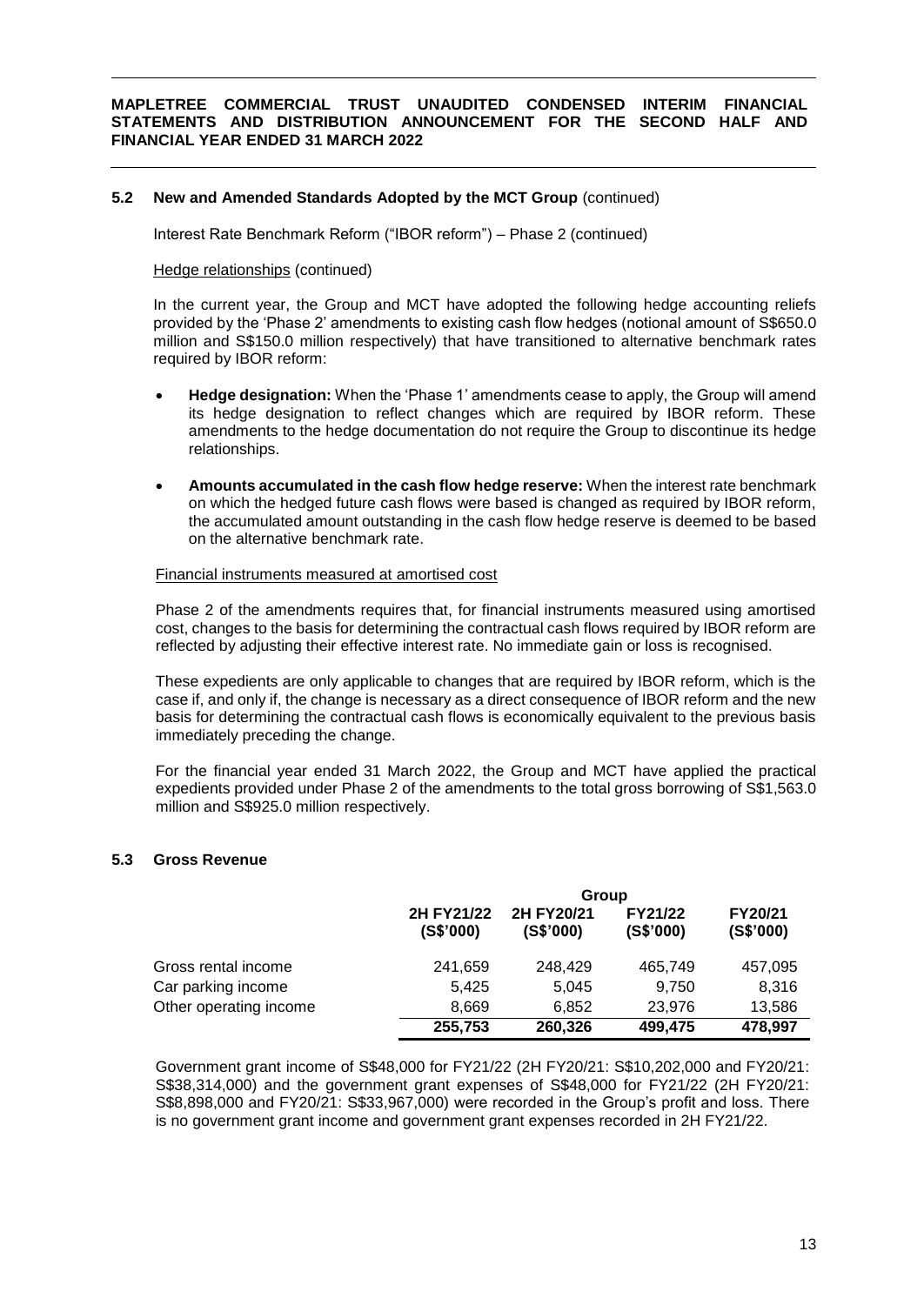### 5.2 New and Amended Standards Adopted by the MCT Group (continued)

Interest Rate Benchmark Reform ("IBOR reform") – Phase 2 (continued)

Hedge relationships (continued)

In the current year, the Group and MCT have adopted the following hedge accounting reliefs provided by the 'Phase 2' amendments to existing cash flow hedges (notional amount of S$650.0 million and S$150.0 million respectively) that have transitioned to alternative benchmark rates required by IBOR reform:

- **Hedge designation:** When the 'Phase 1' amendments cease to apply, the Group will amend its hedge designation to reflect changes which are required by IBOR reform. These amendments to the hedge documentation do not require the Group to discontinue its hedge relationships.
- **Amounts accumulated in the cash flow hedge reserve:** When the interest rate benchmark on which the hedged future cash flows were based is changed as required by IBOR reform, the accumulated amount outstanding in the cash flow hedge reserve is deemed to be based on the alternative benchmark rate.

Financial instruments measured at amortised cost

Phase 2 of the amendments requires that, for financial instruments measured using amortised cost, changes to the basis for determining the contractual cash flows required by IBOR reform are reflected by adjusting their effective interest rate. No immediate gain or loss is recognised.

These expedients are only applicable to changes that are required by IBOR reform, which is the case if, and only if, the change is necessary as a direct consequence of IBOR reform and the new basis for determining the contractual cash flows is economically equivalent to the previous basis immediately preceding the change.

For the financial year ended 31 March 2022, the Group and MCT have applied the practical expedients provided under Phase 2 of the amendments to the total gross borrowing of S$1,563.0 million and S$925.0 million respectively.

### 5.3 Gross Revenue

| | Group | | | |
|---|---|---|---|---|
| | 2H FY21/22 (S$'000) | 2H FY20/21 (S$'000) | FY21/22 (S$'000) | FY20/21 (S$'000) |
| Gross rental income | 241,659 | 248,429 | 465,749 | 457,095 |
| Car parking income | 5,425 | 5,045 | 9,750 | 8,316 |
| Other operating income | 8,669 | 6,852 | 23,976 | 13,586 |
| | **255,753** | **260,326** | **499,475** | **478,997** |

Government grant income of S$48,000 for FY21/22 (2H FY20/21: S$10,202,000 and FY20/21: S$38,314,000) and the government grant expenses of S$48,000 for FY21/22 (2H FY20/21: S$8,898,000 and FY20/21: S$33,967,000) were recorded in the Group's profit and loss. There is no government grant income and government grant expenses recorded in 2H FY21/22.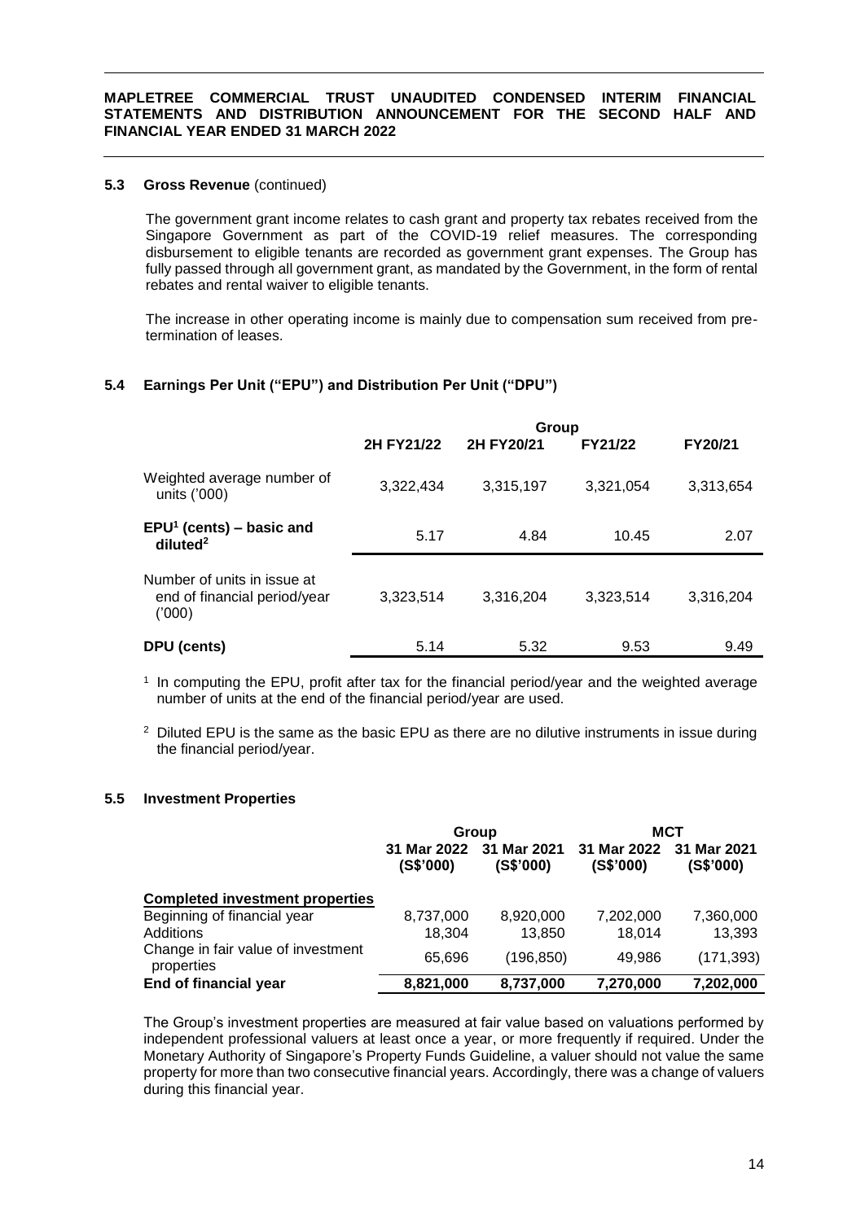### 5.3 Gross Revenue (continued)

The government grant income relates to cash grant and property tax rebates received from the Singapore Government as part of the COVID-19 relief measures. The corresponding disbursement to eligible tenants are recorded as government grant expenses. The Group has fully passed through all government grant, as mandated by the Government, in the form of rental rebates and rental waiver to eligible tenants.

The increase in other operating income is mainly due to compensation sum received from pre-termination of leases.

### 5.4 Earnings Per Unit ("EPU") and Distribution Per Unit ("DPU")

| | Group | | | |
|---|---|---|---|---|
| | 2H FY21/22 | 2H FY20/21 | FY21/22 | FY20/21 |
| Weighted average number of units ('000) | 3,322,434 | 3,315,197 | 3,321,054 | 3,313,654 |
| **EPU[1] (cents) – basic and diluted[2]** | 5.17 | 4.84 | 10.45 | 2.07 |
| Number of units in issue at end of financial period/year ('000) | 3,323,514 | 3,316,204 | 3,323,514 | 3,316,204 |
| **DPU (cents)** | 5.14 | 5.32 | 9.53 | 9.49 |

[1] In computing the EPU, profit after tax for the financial period/year and the weighted average number of units at the end of the financial period/year are used.

[2] Diluted EPU is the same as the basic EPU as there are no dilutive instruments in issue during the financial period/year.

### 5.5 Investment Properties

| | Group | | MCT | |
|---|---|---|---|---|
| | 31 Mar 2022 (S$'000) | 31 Mar 2021 (S$'000) | 31 Mar 2022 (S$'000) | 31 Mar 2021 (S$'000) |
| **Completed investment properties** | | | | |
| Beginning of financial year | 8,737,000 | 8,920,000 | 7,202,000 | 7,360,000 |
| Additions | 18,304 | 13,850 | 18,014 | 13,393 |
| Change in fair value of investment properties | 65,696 | (196,850) | 49,986 | (171,393) |
| **End of financial year** | **8,821,000** | **8,737,000** | **7,270,000** | **7,202,000** |

The Group's investment properties are measured at fair value based on valuations performed by independent professional valuers at least once a year, or more frequently if required. Under the Monetary Authority of Singapore's Property Funds Guideline, a valuer should not value the same property for more than two consecutive financial years. Accordingly, there was a change of valuers during this financial year.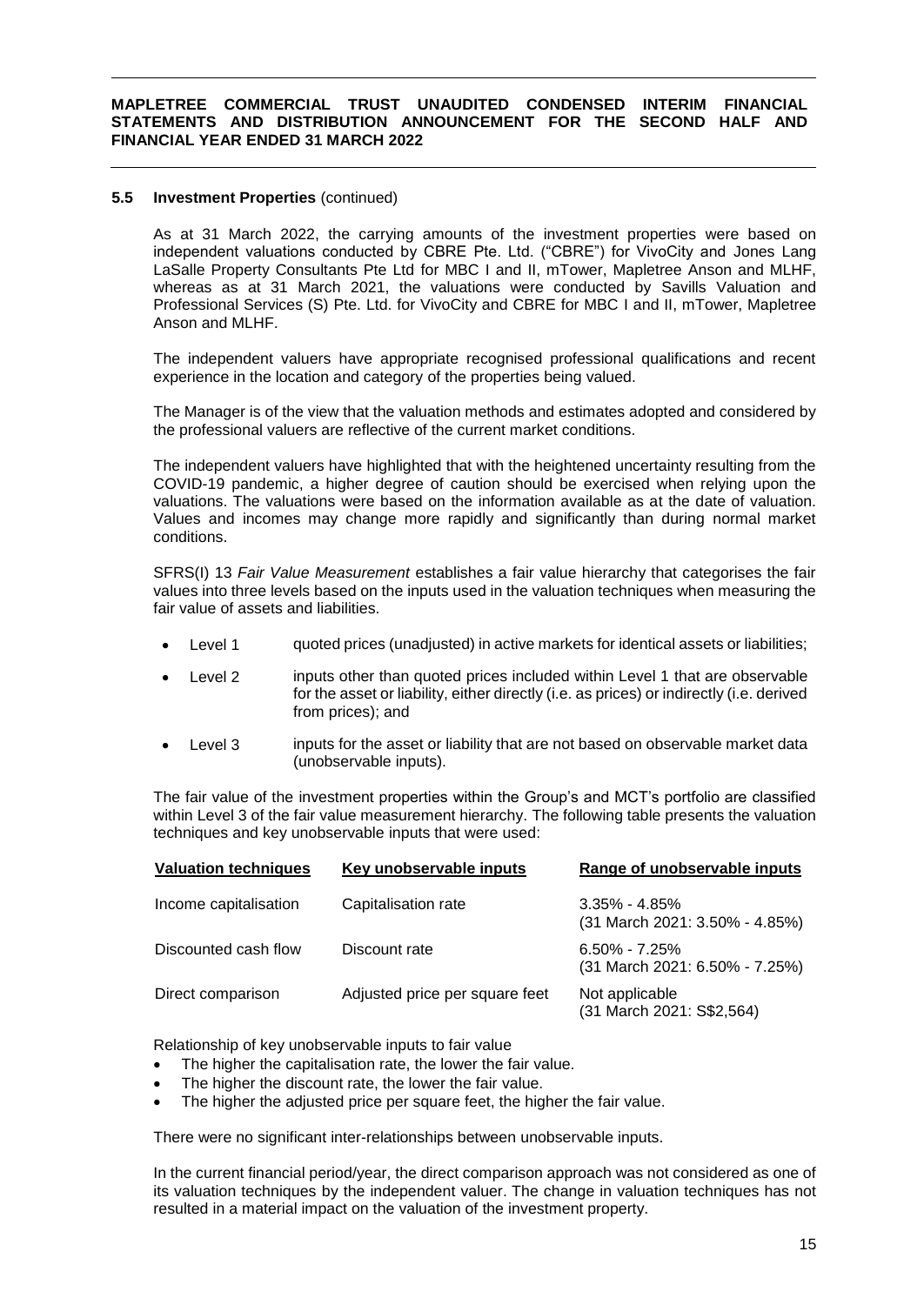### 5.5 Investment Properties (continued)

As at 31 March 2022, the carrying amounts of the investment properties were based on independent valuations conducted by CBRE Pte. Ltd. ("CBRE") for VivoCity and Jones Lang LaSalle Property Consultants Pte Ltd for MBC I and II, mTower, Mapletree Anson and MLHF, whereas as at 31 March 2021, the valuations were conducted by Savills Valuation and Professional Services (S) Pte. Ltd. for VivoCity and CBRE for MBC I and II, mTower, Mapletree Anson and MLHF.

The independent valuers have appropriate recognised professional qualifications and recent experience in the location and category of the properties being valued.

The Manager is of the view that the valuation methods and estimates adopted and considered by the professional valuers are reflective of the current market conditions.

The independent valuers have highlighted that with the heightened uncertainty resulting from the COVID-19 pandemic, a higher degree of caution should be exercised when relying upon the valuations. The valuations were based on the information available as at the date of valuation. Values and incomes may change more rapidly and significantly than during normal market conditions.

SFRS(I) 13 *Fair Value Measurement* establishes a fair value hierarchy that categorises the fair values into three levels based on the inputs used in the valuation techniques when measuring the fair value of assets and liabilities.

- Level 1 quoted prices (unadjusted) in active markets for identical assets or liabilities;
- Level 2 inputs other than quoted prices included within Level 1 that are observable for the asset or liability, either directly (i.e. as prices) or indirectly (i.e. derived from prices); and
- Level 3 inputs for the asset or liability that are not based on observable market data (unobservable inputs).

The fair value of the investment properties within the Group's and MCT's portfolio are classified within Level 3 of the fair value measurement hierarchy. The following table presents the valuation techniques and key unobservable inputs that were used:

| Valuation techniques | Key unobservable inputs | Range of unobservable inputs |
|---|---|---|
| Income capitalisation | Capitalisation rate | 3.35% - 4.85% (31 March 2021: 3.50% - 4.85%) |
| Discounted cash flow | Discount rate | 6.50% - 7.25% (31 March 2021: 6.50% - 7.25%) |
| Direct comparison | Adjusted price per square feet | Not applicable (31 March 2021: S$2,564) |

Relationship of key unobservable inputs to fair value

- The higher the capitalisation rate, the lower the fair value.
- The higher the discount rate, the lower the fair value.
- The higher the adjusted price per square feet, the higher the fair value.

There were no significant inter-relationships between unobservable inputs.

In the current financial period/year, the direct comparison approach was not considered as one of its valuation techniques by the independent valuer. The change in valuation techniques has not resulted in a material impact on the valuation of the investment property.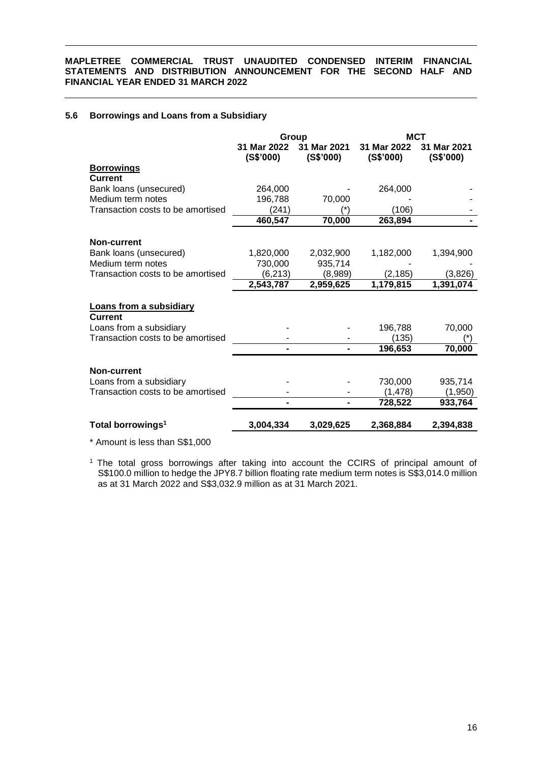### 5.6 Borrowings and Loans from a Subsidiary

| | Group | | MCT | |
|---|---|---|---|---|
| | 31 Mar 2022 (S$'000) | 31 Mar 2021 (S$'000) | 31 Mar 2022 (S$'000) | 31 Mar 2021 (S$'000) |
| **Borrowings** | | | | |
| **Current** | | | | |
| Bank loans (unsecured) | 264,000 | - | 264,000 | - |
| Medium term notes | 196,788 | 70,000 | - | - |
| Transaction costs to be amortised | (241) | (*) | (106) | - |
| | **460,547** | **70,000** | **263,894** | **-** |
| **Non-current** | | | | |
| Bank loans (unsecured) | 1,820,000 | 2,032,900 | 1,182,000 | 1,394,900 |
| Medium term notes | 730,000 | 935,714 | - | - |
| Transaction costs to be amortised | (6,213) | (8,989) | (2,185) | (3,826) |
| | **2,543,787** | **2,959,625** | **1,179,815** | **1,391,074** |
| **Loans from a subsidiary** | | | | |
| **Current** | | | | |
| Loans from a subsidiary | - | - | 196,788 | 70,000 |
| Transaction costs to be amortised | - | - | (135) | (*) |
| | **-** | **-** | **196,653** | **70,000** |
| **Non-current** | | | | |
| Loans from a subsidiary | - | - | 730,000 | 935,714 |
| Transaction costs to be amortised | - | - | (1,478) | (1,950) |
| | **-** | **-** | **728,522** | **933,764** |
| **Total borrowings[1]** | **3,004,334** | **3,029,625** | **2,368,884** | **2,394,838** |

* Amount is less than S$1,000

[1] The total gross borrowings after taking into account the CCIRS of principal amount of S$100.0 million to hedge the JPY8.7 billion floating rate medium term notes is S$3,014.0 million as at 31 March 2022 and S$3,032.9 million as at 31 March 2021.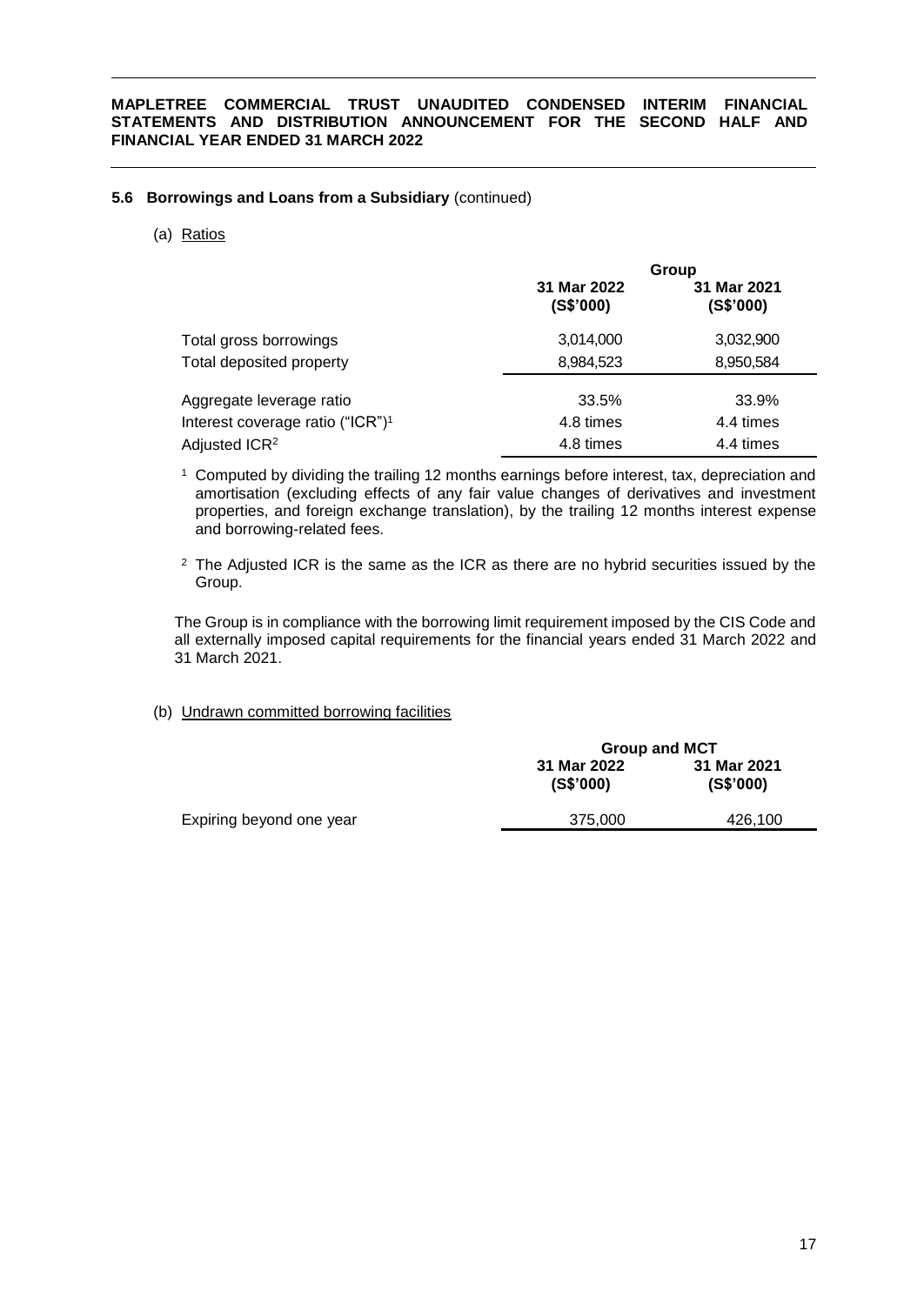### 5.6 Borrowings and Loans from a Subsidiary (continued)

(a) Ratios

| | Group | |
|---|---|---|
| | 31 Mar 2022 (S$'000) | 31 Mar 2021 (S$'000) |
| Total gross borrowings | 3,014,000 | 3,032,900 |
| Total deposited property | 8,984,523 | 8,950,584 |
| Aggregate leverage ratio | 33.5% | 33.9% |
| Interest coverage ratio ("ICR")[1] | 4.8 times | 4.4 times |
| Adjusted ICR[2] | 4.8 times | 4.4 times |

[1] Computed by dividing the trailing 12 months earnings before interest, tax, depreciation and amortisation (excluding effects of any fair value changes of derivatives and investment properties, and foreign exchange translation), by the trailing 12 months interest expense and borrowing-related fees.

[2] The Adjusted ICR is the same as the ICR as there are no hybrid securities issued by the Group.

The Group is in compliance with the borrowing limit requirement imposed by the CIS Code and all externally imposed capital requirements for the financial years ended 31 March 2022 and 31 March 2021.

(b) Undrawn committed borrowing facilities

| | Group and MCT | |
|---|---|---|
| | 31 Mar 2022 (S$'000) | 31 Mar 2021 (S$'000) |
| Expiring beyond one year | 375,000 | 426,100 |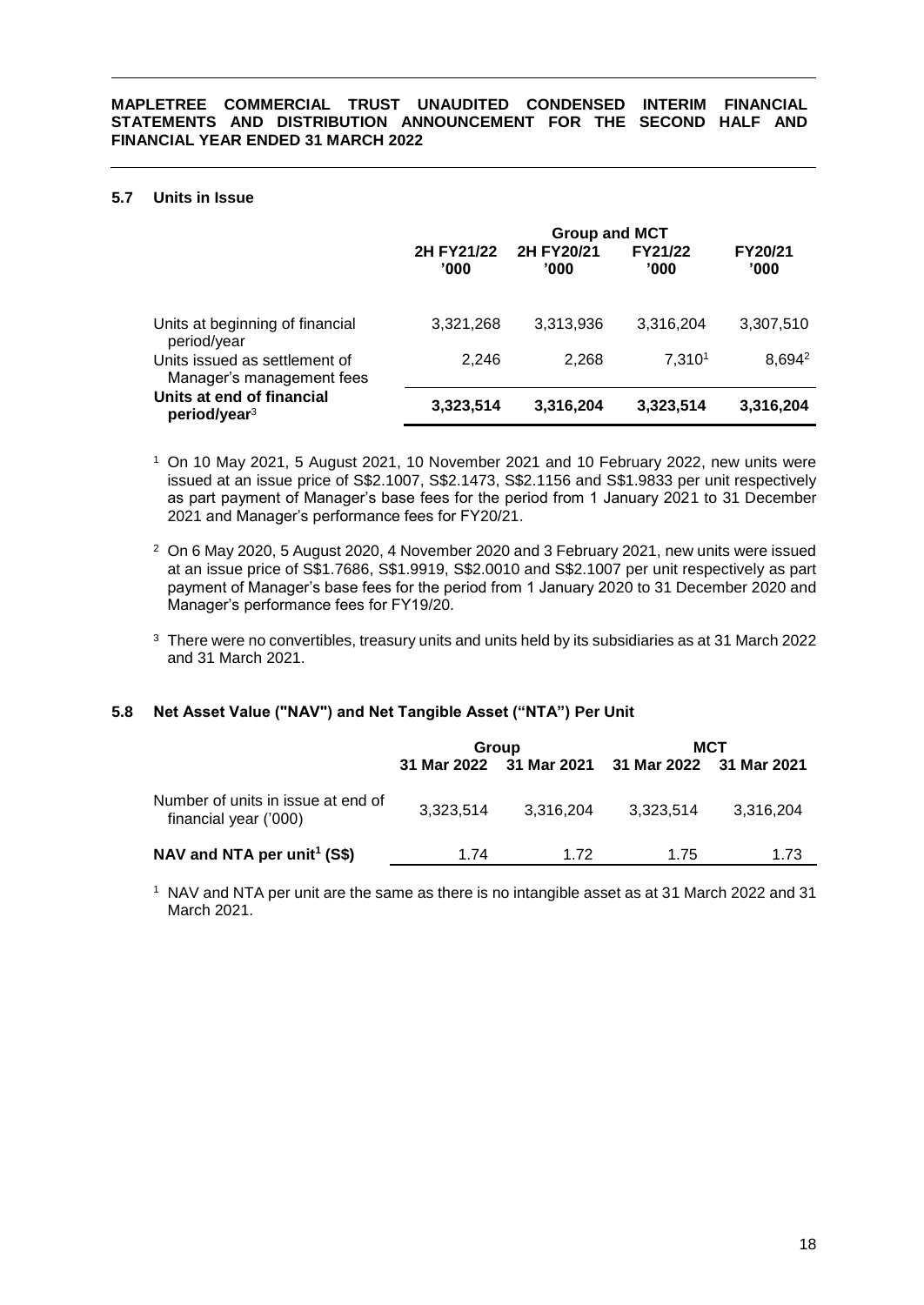### 5.7 Units in Issue

| | Group and MCT | | | |
|---|---|---|---|---|
| | 2H FY21/22 '000 | 2H FY20/21 '000 | FY21/22 '000 | FY20/21 '000 |
| Units at beginning of financial period/year | 3,321,268 | 3,313,936 | 3,316,204 | 3,307,510 |
| Units issued as settlement of Manager's management fees | 2,246 | 2,268 | 7,310[1] | 8,694[2] |
| **Units at end of financial period/year**[3] | **3,323,514** | **3,316,204** | **3,323,514** | **3,316,204** |

[1] On 10 May 2021, 5 August 2021, 10 November 2021 and 10 February 2022, new units were issued at an issue price of S$2.1007, S$2.1473, S$2.1156 and S$1.9833 per unit respectively as part payment of Manager's base fees for the period from 1 January 2021 to 31 December 2021 and Manager's performance fees for FY20/21.

[2] On 6 May 2020, 5 August 2020, 4 November 2020 and 3 February 2021, new units were issued at an issue price of S$1.7686, S$1.9919, S$2.0010 and S$2.1007 per unit respectively as part payment of Manager's base fees for the period from 1 January 2020 to 31 December 2020 and Manager's performance fees for FY19/20.

[3] There were no convertibles, treasury units and units held by its subsidiaries as at 31 March 2022 and 31 March 2021.

### 5.8 Net Asset Value ("NAV") and Net Tangible Asset ("NTA") Per Unit

| | Group | | MCT | |
|---|---|---|---|---|
| | 31 Mar 2022 | 31 Mar 2021 | 31 Mar 2022 | 31 Mar 2021 |
| Number of units in issue at end of financial year ('000) | 3,323,514 | 3,316,204 | 3,323,514 | 3,316,204 |
| **NAV and NTA per unit[1] (S$)** | 1.74 | 1.72 | 1.75 | 1.73 |

[1] NAV and NTA per unit are the same as there is no intangible asset as at 31 March 2022 and 31 March 2021.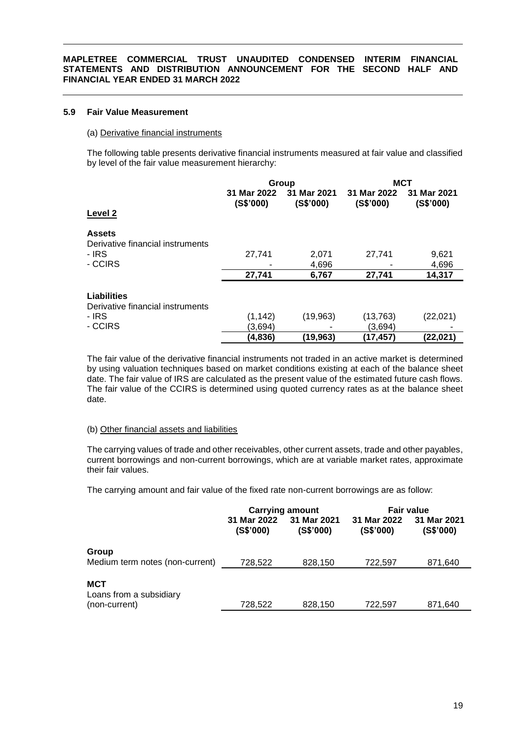### 5.9 Fair Value Measurement

(a) Derivative financial instruments

The following table presents derivative financial instruments measured at fair value and classified by level of the fair value measurement hierarchy:

| | Group | | MCT | |
|---|---|---|---|---|
| | 31 Mar 2022 (S$'000) | 31 Mar 2021 (S$'000) | 31 Mar 2022 (S$'000) | 31 Mar 2021 (S$'000) |
| **Level 2** | | | | |
| **Assets** | | | | |
| Derivative financial instruments | | | | |
| - IRS | 27,741 | 2,071 | 27,741 | 9,621 |
| - CCIRS | - | 4,696 | - | 4,696 |
| | **27,741** | **6,767** | **27,741** | **14,317** |
| **Liabilities** | | | | |
| Derivative financial instruments | | | | |
| - IRS | (1,142) | (19,963) | (13,763) | (22,021) |
| - CCIRS | (3,694) | - | (3,694) | - |
| | **(4,836)** | **(19,963)** | **(17,457)** | **(22,021)** |

The fair value of the derivative financial instruments not traded in an active market is determined by using valuation techniques based on market conditions existing at each of the balance sheet date. The fair value of IRS are calculated as the present value of the estimated future cash flows. The fair value of the CCIRS is determined using quoted currency rates as at the balance sheet date.

(b) Other financial assets and liabilities

The carrying values of trade and other receivables, other current assets, trade and other payables, current borrowings and non-current borrowings, which are at variable market rates, approximate their fair values.

The carrying amount and fair value of the fixed rate non-current borrowings are as follow:

| | Carrying amount | | Fair value | |
|---|---|---|---|---|
| | 31 Mar 2022 (S$'000) | 31 Mar 2021 (S$'000) | 31 Mar 2022 (S$'000) | 31 Mar 2021 (S$'000) |
| **Group** | | | | |
| Medium term notes (non-current) | 728,522 | 828,150 | 722,597 | 871,640 |
| **MCT** | | | | |
| Loans from a subsidiary (non-current) | 728,522 | 828,150 | 722,597 | 871,640 |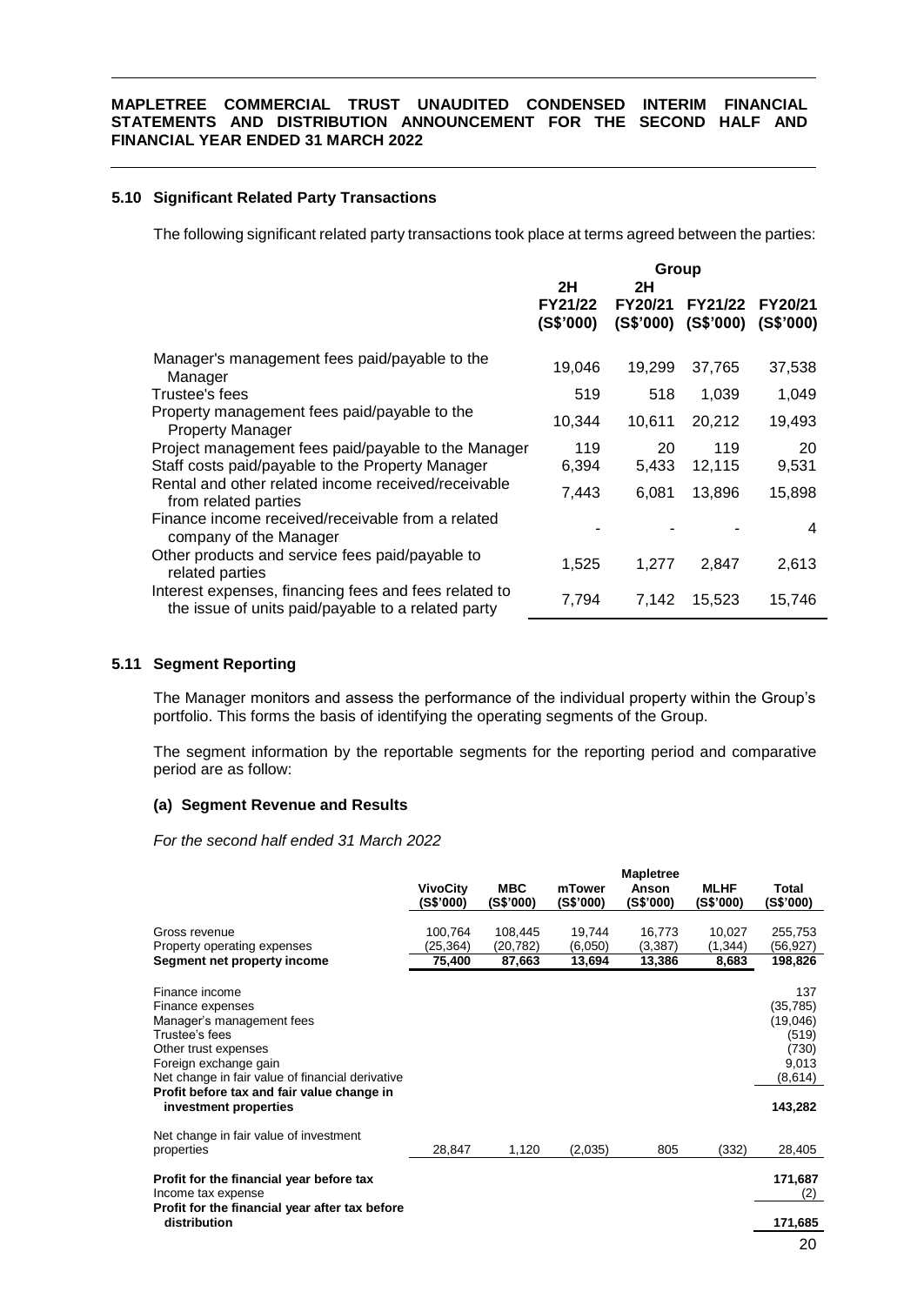### 5.10 Significant Related Party Transactions

The following significant related party transactions took place at terms agreed between the parties:

| | Group | | | |
|---|---|---|---|---|
| | 2H FY21/22 (S$'000) | 2H FY20/21 (S$'000) | FY21/22 (S$'000) | FY20/21 (S$'000) |
| Manager's management fees paid/payable to the Manager | 19,046 | 19,299 | 37,765 | 37,538 |
| Trustee's fees | 519 | 518 | 1,039 | 1,049 |
| Property management fees paid/payable to the Property Manager | 10,344 | 10,611 | 20,212 | 19,493 |
| Project management fees paid/payable to the Manager | 119 | 20 | 119 | 20 |
| Staff costs paid/payable to the Property Manager | 6,394 | 5,433 | 12,115 | 9,531 |
| Rental and other related income received/receivable from related parties | 7,443 | 6,081 | 13,896 | 15,898 |
| Finance income received/receivable from a related company of the Manager | - | - | - | 4 |
| Other products and service fees paid/payable to related parties | 1,525 | 1,277 | 2,847 | 2,613 |
| Interest expenses, financing fees and fees related to the issue of units paid/payable to a related party | 7,794 | 7,142 | 15,523 | 15,746 |

### 5.11 Segment Reporting

The Manager monitors and assess the performance of the individual property within the Group's portfolio. This forms the basis of identifying the operating segments of the Group.

The segment information by the reportable segments for the reporting period and comparative period are as follow:

#### (a) Segment Revenue and Results

*For the second half ended 31 March 2022*

| | VivoCity (S$'000) | MBC (S$'000) | mTower (S$'000) | Mapletree Anson (S$'000) | MLHF (S$'000) | Total (S$'000) |
|---|---|---|---|---|---|---|
| Gross revenue | 100,764 | 108,445 | 19,744 | 16,773 | 10,027 | 255,753 |
| Property operating expenses | (25,364) | (20,782) | (6,050) | (3,387) | (1,344) | (56,927) |
| **Segment net property income** | **75,400** | **87,663** | **13,694** | **13,386** | **8,683** | **198,826** |
| Finance income | | | | | | 137 |
| Finance expenses | | | | | | (35,785) |
| Manager's management fees | | | | | | (19,046) |
| Trustee's fees | | | | | | (519) |
| Other trust expenses | | | | | | (730) |
| Foreign exchange gain | | | | | | 9,013 |
| Net change in fair value of financial derivative | | | | | | (8,614) |
| **Profit before tax and fair value change in investment properties** | | | | | | **143,282** |
| Net change in fair value of investment properties | 28,847 | 1,120 | (2,035) | 805 | (332) | 28,405 |
| **Profit for the financial year before tax** | | | | | | **171,687** |
| Income tax expense | | | | | | (2) |
| **Profit for the financial year after tax before distribution** | | | | | | **171,685** |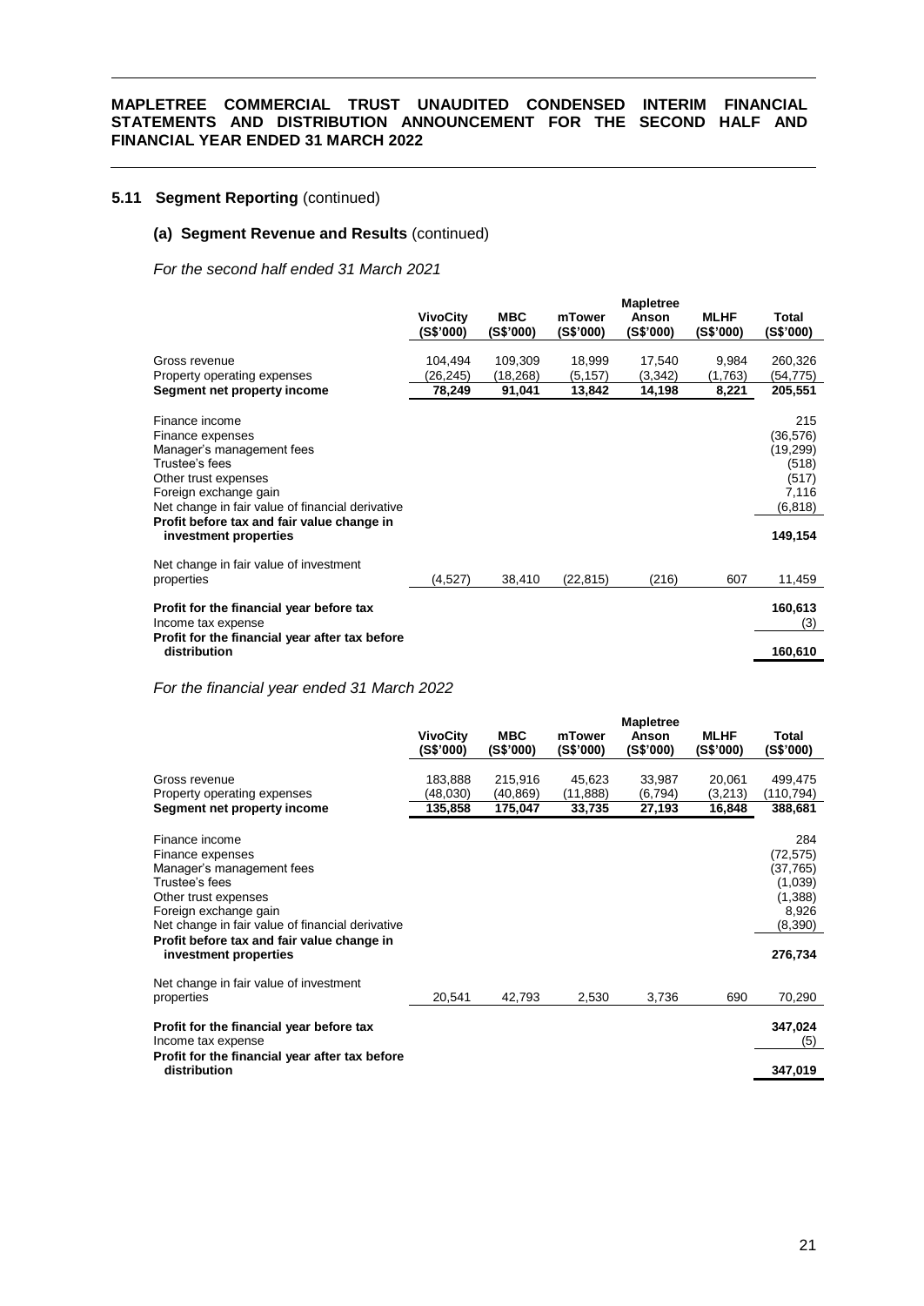### 5.11 Segment Reporting (continued)

#### (a) Segment Revenue and Results (continued)

*For the second half ended 31 March 2021*

| | VivoCity (S$'000) | MBC (S$'000) | mTower (S$'000) | Mapletree Anson (S$'000) | MLHF (S$'000) | Total (S$'000) |
|---|---|---|---|---|---|---|
| Gross revenue | 104,494 | 109,309 | 18,999 | 17,540 | 9,984 | 260,326 |
| Property operating expenses | (26,245) | (18,268) | (5,157) | (3,342) | (1,763) | (54,775) |
| **Segment net property income** | **78,249** | **91,041** | **13,842** | **14,198** | **8,221** | **205,551** |
| Finance income | | | | | | 215 |
| Finance expenses | | | | | | (36,576) |
| Manager's management fees | | | | | | (19,299) |
| Trustee's fees | | | | | | (518) |
| Other trust expenses | | | | | | (517) |
| Foreign exchange gain | | | | | | 7,116 |
| Net change in fair value of financial derivative | | | | | | (6,818) |
| **Profit before tax and fair value change in investment properties** | | | | | | **149,154** |
| Net change in fair value of investment properties | (4,527) | 38,410 | (22,815) | (216) | 607 | 11,459 |
| **Profit for the financial year before tax** | | | | | | **160,613** |
| Income tax expense | | | | | | (3) |
| **Profit for the financial year after tax before distribution** | | | | | | **160,610** |

*For the financial year ended 31 March 2022*

| | VivoCity (S$'000) | MBC (S$'000) | mTower (S$'000) | Mapletree Anson (S$'000) | MLHF (S$'000) | Total (S$'000) |
|---|---|---|---|---|---|---|
| Gross revenue | 183,888 | 215,916 | 45,623 | 33,987 | 20,061 | 499,475 |
| Property operating expenses | (48,030) | (40,869) | (11,888) | (6,794) | (3,213) | (110,794) |
| **Segment net property income** | **135,858** | **175,047** | **33,735** | **27,193** | **16,848** | **388,681** |
| Finance income | | | | | | 284 |
| Finance expenses | | | | | | (72,575) |
| Manager's management fees | | | | | | (37,765) |
| Trustee's fees | | | | | | (1,039) |
| Other trust expenses | | | | | | (1,388) |
| Foreign exchange gain | | | | | | 8,926 |
| Net change in fair value of financial derivative | | | | | | (8,390) |
| **Profit before tax and fair value change in investment properties** | | | | | | **276,734** |
| Net change in fair value of investment properties | 20,541 | 42,793 | 2,530 | 3,736 | 690 | 70,290 |
| **Profit for the financial year before tax** | | | | | | **347,024** |
| Income tax expense | | | | | | (5) |
| **Profit for the financial year after tax before distribution** | | | | | | **347,019** |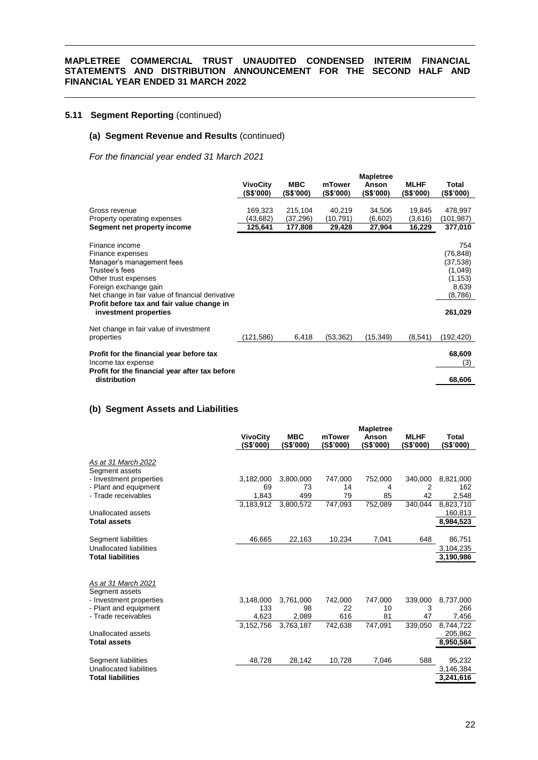### 5.11 Segment Reporting (continued)

#### (a) Segment Revenue and Results (continued)

*For the financial year ended 31 March 2021*

| | VivoCity (S$'000) | MBC (S$'000) | mTower (S$'000) | Mapletree Anson (S$'000) | MLHF (S$'000) | Total (S$'000) |
|---|---|---|---|---|---|---|
| Gross revenue | 169,323 | 215,104 | 40,219 | 34,506 | 19,845 | 478,997 |
| Property operating expenses | (43,682) | (37,296) | (10,791) | (6,602) | (3,616) | (101,987) |
| **Segment net property income** | **125,641** | **177,808** | **29,428** | **27,904** | **16,229** | **377,010** |
| Finance income | | | | | | 754 |
| Finance expenses | | | | | | (76,848) |
| Manager's management fees | | | | | | (37,538) |
| Trustee's fees | | | | | | (1,049) |
| Other trust expenses | | | | | | (1,153) |
| Foreign exchange gain | | | | | | 8,639 |
| Net change in fair value of financial derivative | | | | | | (8,786) |
| **Profit before tax and fair value change in investment properties** | | | | | | **261,029** |
| Net change in fair value of investment properties | (121,586) | 6,418 | (53,362) | (15,349) | (8,541) | (192,420) |
| **Profit for the financial year before tax** | | | | | | **68,609** |
| Income tax expense | | | | | | (3) |
| **Profit for the financial year after tax before distribution** | | | | | | **68,606** |

#### (b) Segment Assets and Liabilities

| | VivoCity (S$'000) | MBC (S$'000) | mTower (S$'000) | Mapletree Anson (S$'000) | MLHF (S$'000) | Total (S$'000) |
|---|---|---|---|---|---|---|
| *As at 31 March 2022* | | | | | | |
| Segment assets | | | | | | |
| - Investment properties | 3,182,000 | 3,800,000 | 747,000 | 752,000 | 340,000 | 8,821,000 |
| - Plant and equipment | 69 | 73 | 14 | 4 | 2 | 162 |
| - Trade receivables | 1,843 | 499 | 79 | 85 | 42 | 2,548 |
| | 3,183,912 | 3,800,572 | 747,093 | 752,089 | 340,044 | 8,823,710 |
| Unallocated assets | | | | | | 160,813 |
| **Total assets** | | | | | | **8,984,523** |
| Segment liabilities | 46,665 | 22,163 | 10,234 | 7,041 | 648 | 86,751 |
| Unallocated liabilities | | | | | | 3,104,235 |
| **Total liabilities** | | | | | | **3,190,986** |
| *As at 31 March 2021* | | | | | | |
| Segment assets | | | | | | |
| - Investment properties | 3,148,000 | 3,761,000 | 742,000 | 747,000 | 339,000 | 8,737,000 |
| - Plant and equipment | 133 | 98 | 22 | 10 | 3 | 266 |
| - Trade receivables | 4,623 | 2,089 | 616 | 81 | 47 | 7,456 |
| | 3,152,756 | 3,763,187 | 742,638 | 747,091 | 339,050 | 8,744,722 |
| Unallocated assets | | | | | | 205,862 |
| **Total assets** | | | | | | **8,950,584** |
| Segment liabilities | 48,728 | 28,142 | 10,728 | 7,046 | 588 | 95,232 |
| Unallocated liabilities | | | | | | 3,146,384 |
| **Total liabilities** | | | | | | **3,241,616** |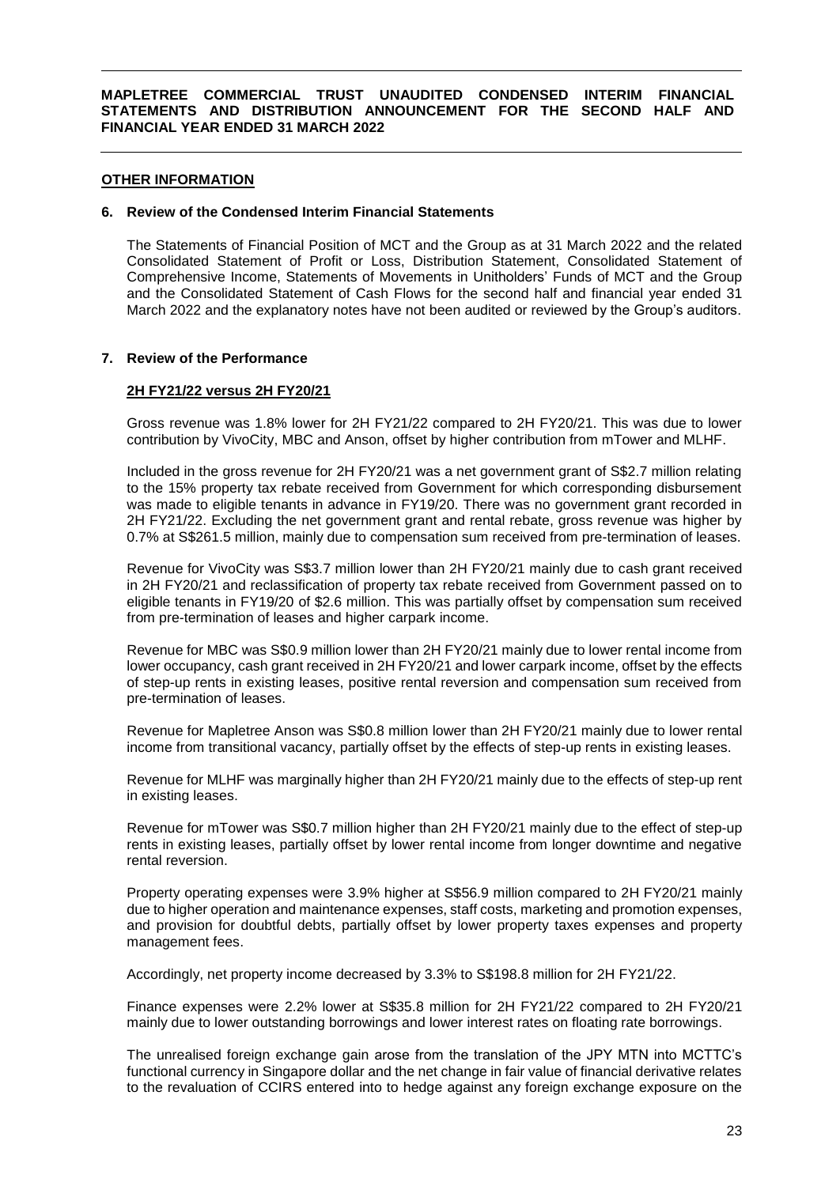## OTHER INFORMATION

### 6. Review of the Condensed Interim Financial Statements

The Statements of Financial Position of MCT and the Group as at 31 March 2022 and the related Consolidated Statement of Profit or Loss, Distribution Statement, Consolidated Statement of Comprehensive Income, Statements of Movements in Unitholders' Funds of MCT and the Group and the Consolidated Statement of Cash Flows for the second half and financial year ended 31 March 2022 and the explanatory notes have not been audited or reviewed by the Group's auditors.

### 7. Review of the Performance

**2H FY21/22 versus 2H FY20/21**

Gross revenue was 1.8% lower for 2H FY21/22 compared to 2H FY20/21. This was due to lower contribution by VivoCity, MBC and Anson, offset by higher contribution from mTower and MLHF.

Included in the gross revenue for 2H FY20/21 was a net government grant of S$2.7 million relating to the 15% property tax rebate received from Government for which corresponding disbursement was made to eligible tenants in advance in FY19/20. There was no government grant recorded in 2H FY21/22. Excluding the net government grant and rental rebate, gross revenue was higher by 0.7% at S$261.5 million, mainly due to compensation sum received from pre-termination of leases.

Revenue for VivoCity was S$3.7 million lower than 2H FY20/21 mainly due to cash grant received in 2H FY20/21 and reclassification of property tax rebate received from Government passed on to eligible tenants in FY19/20 of $2.6 million. This was partially offset by compensation sum received from pre-termination of leases and higher carpark income.

Revenue for MBC was S$0.9 million lower than 2H FY20/21 mainly due to lower rental income from lower occupancy, cash grant received in 2H FY20/21 and lower carpark income, offset by the effects of step-up rents in existing leases, positive rental reversion and compensation sum received from pre-termination of leases.

Revenue for Mapletree Anson was S$0.8 million lower than 2H FY20/21 mainly due to lower rental income from transitional vacancy, partially offset by the effects of step-up rents in existing leases.

Revenue for MLHF was marginally higher than 2H FY20/21 mainly due to the effects of step-up rent in existing leases.

Revenue for mTower was S$0.7 million higher than 2H FY20/21 mainly due to the effect of step-up rents in existing leases, partially offset by lower rental income from longer downtime and negative rental reversion.

Property operating expenses were 3.9% higher at S$56.9 million compared to 2H FY20/21 mainly due to higher operation and maintenance expenses, staff costs, marketing and promotion expenses, and provision for doubtful debts, partially offset by lower property taxes expenses and property management fees.

Accordingly, net property income decreased by 3.3% to S$198.8 million for 2H FY21/22.

Finance expenses were 2.2% lower at S$35.8 million for 2H FY21/22 compared to 2H FY20/21 mainly due to lower outstanding borrowings and lower interest rates on floating rate borrowings.

The unrealised foreign exchange gain arose from the translation of the JPY MTN into MCTTC's functional currency in Singapore dollar and the net change in fair value of financial derivative relates to the revaluation of CCIRS entered into to hedge against any foreign exchange exposure on the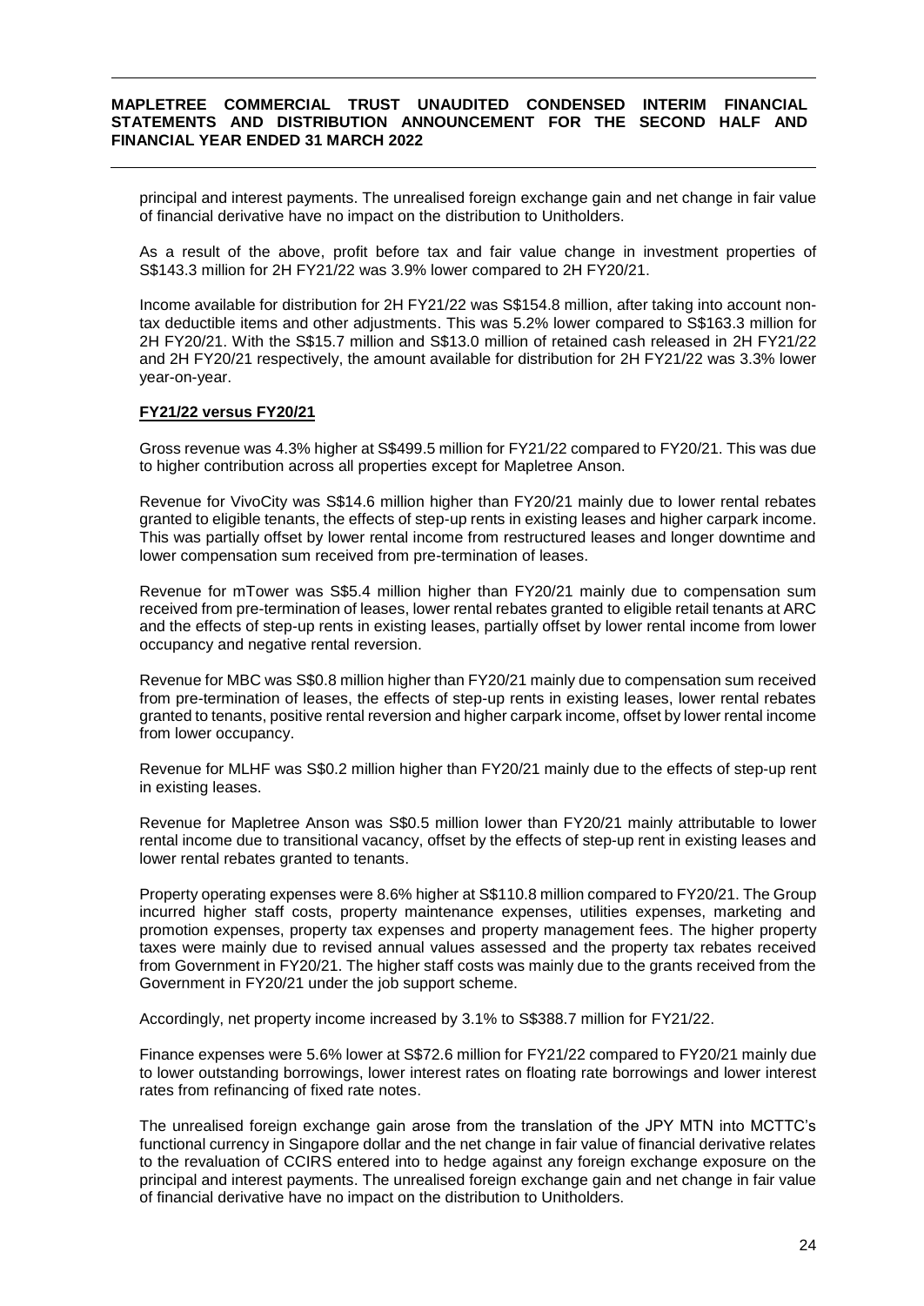principal and interest payments. The unrealised foreign exchange gain and net change in fair value of financial derivative have no impact on the distribution to Unitholders.

As a result of the above, profit before tax and fair value change in investment properties of S$143.3 million for 2H FY21/22 was 3.9% lower compared to 2H FY20/21.

Income available for distribution for 2H FY21/22 was S$154.8 million, after taking into account non-tax deductible items and other adjustments. This was 5.2% lower compared to S$163.3 million for 2H FY20/21. With the S$15.7 million and S$13.0 million of retained cash released in 2H FY21/22 and 2H FY20/21 respectively, the amount available for distribution for 2H FY21/22 was 3.3% lower year-on-year.

**FY21/22 versus FY20/21**

Gross revenue was 4.3% higher at S$499.5 million for FY21/22 compared to FY20/21. This was due to higher contribution across all properties except for Mapletree Anson.

Revenue for VivoCity was S$14.6 million higher than FY20/21 mainly due to lower rental rebates granted to eligible tenants, the effects of step-up rents in existing leases and higher carpark income. This was partially offset by lower rental income from restructured leases and longer downtime and lower compensation sum received from pre-termination of leases.

Revenue for mTower was S$5.4 million higher than FY20/21 mainly due to compensation sum received from pre-termination of leases, lower rental rebates granted to eligible retail tenants at ARC and the effects of step-up rents in existing leases, partially offset by lower rental income from lower occupancy and negative rental reversion.

Revenue for MBC was S$0.8 million higher than FY20/21 mainly due to compensation sum received from pre-termination of leases, the effects of step-up rents in existing leases, lower rental rebates granted to tenants, positive rental reversion and higher carpark income, offset by lower rental income from lower occupancy.

Revenue for MLHF was S$0.2 million higher than FY20/21 mainly due to the effects of step-up rent in existing leases.

Revenue for Mapletree Anson was S$0.5 million lower than FY20/21 mainly attributable to lower rental income due to transitional vacancy, offset by the effects of step-up rent in existing leases and lower rental rebates granted to tenants.

Property operating expenses were 8.6% higher at S$110.8 million compared to FY20/21. The Group incurred higher staff costs, property maintenance expenses, utilities expenses, marketing and promotion expenses, property tax expenses and property management fees. The higher property taxes were mainly due to revised annual values assessed and the property tax rebates received from Government in FY20/21. The higher staff costs was mainly due to the grants received from the Government in FY20/21 under the job support scheme.

Accordingly, net property income increased by 3.1% to S$388.7 million for FY21/22.

Finance expenses were 5.6% lower at S$72.6 million for FY21/22 compared to FY20/21 mainly due to lower outstanding borrowings, lower interest rates on floating rate borrowings and lower interest rates from refinancing of fixed rate notes.

The unrealised foreign exchange gain arose from the translation of the JPY MTN into MCTTC's functional currency in Singapore dollar and the net change in fair value of financial derivative relates to the revaluation of CCIRS entered into to hedge against any foreign exchange exposure on the principal and interest payments. The unrealised foreign exchange gain and net change in fair value of financial derivative have no impact on the distribution to Unitholders.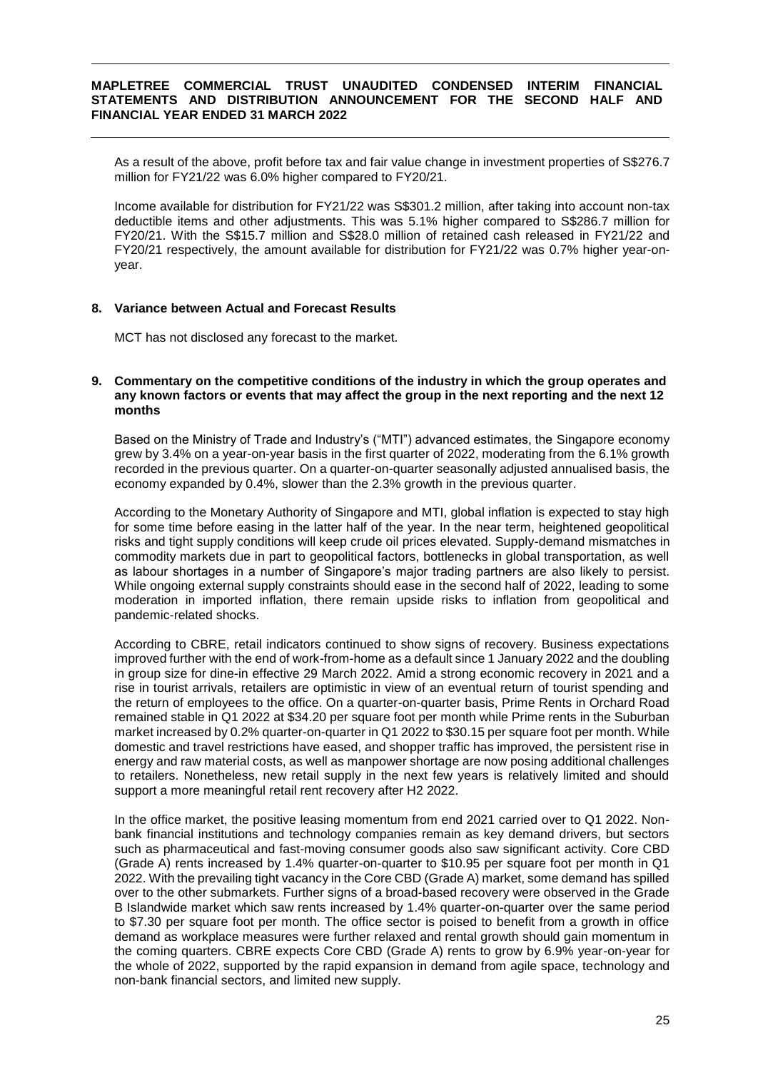As a result of the above, profit before tax and fair value change in investment properties of S$276.7 million for FY21/22 was 6.0% higher compared to FY20/21.

Income available for distribution for FY21/22 was S$301.2 million, after taking into account non-tax deductible items and other adjustments. This was 5.1% higher compared to S$286.7 million for FY20/21. With the S$15.7 million and S$28.0 million of retained cash released in FY21/22 and FY20/21 respectively, the amount available for distribution for FY21/22 was 0.7% higher year-on-year.

## 8. Variance between Actual and Forecast Results

MCT has not disclosed any forecast to the market.

## 9. Commentary on the competitive conditions of the industry in which the group operates and any known factors or events that may affect the group in the next reporting and the next 12 months

Based on the Ministry of Trade and Industry's ("MTI") advanced estimates, the Singapore economy grew by 3.4% on a year-on-year basis in the first quarter of 2022, moderating from the 6.1% growth recorded in the previous quarter. On a quarter-on-quarter seasonally adjusted annualised basis, the economy expanded by 0.4%, slower than the 2.3% growth in the previous quarter.

According to the Monetary Authority of Singapore and MTI, global inflation is expected to stay high for some time before easing in the latter half of the year. In the near term, heightened geopolitical risks and tight supply conditions will keep crude oil prices elevated. Supply-demand mismatches in commodity markets due in part to geopolitical factors, bottlenecks in global transportation, as well as labour shortages in a number of Singapore's major trading partners are also likely to persist. While ongoing external supply constraints should ease in the second half of 2022, leading to some moderation in imported inflation, there remain upside risks to inflation from geopolitical and pandemic-related shocks.

According to CBRE, retail indicators continued to show signs of recovery. Business expectations improved further with the end of work-from-home as a default since 1 January 2022 and the doubling in group size for dine-in effective 29 March 2022. Amid a strong economic recovery in 2021 and a rise in tourist arrivals, retailers are optimistic in view of an eventual return of tourist spending and the return of employees to the office. On a quarter-on-quarter basis, Prime Rents in Orchard Road remained stable in Q1 2022 at $34.20 per square foot per month while Prime rents in the Suburban market increased by 0.2% quarter-on-quarter in Q1 2022 to $30.15 per square foot per month. While domestic and travel restrictions have eased, and shopper traffic has improved, the persistent rise in energy and raw material costs, as well as manpower shortage are now posing additional challenges to retailers. Nonetheless, new retail supply in the next few years is relatively limited and should support a more meaningful retail rent recovery after H2 2022.

In the office market, the positive leasing momentum from end 2021 carried over to Q1 2022. Non-bank financial institutions and technology companies remain as key demand drivers, but sectors such as pharmaceutical and fast-moving consumer goods also saw significant activity. Core CBD (Grade A) rents increased by 1.4% quarter-on-quarter to $10.95 per square foot per month in Q1 2022. With the prevailing tight vacancy in the Core CBD (Grade A) market, some demand has spilled over to the other submarkets. Further signs of a broad-based recovery were observed in the Grade B Islandwide market which saw rents increased by 1.4% quarter-on-quarter over the same period to $7.30 per square foot per month. The office sector is poised to benefit from a growth in office demand as workplace measures were further relaxed and rental growth should gain momentum in the coming quarters. CBRE expects Core CBD (Grade A) rents to grow by 6.9% year-on-year for the whole of 2022, supported by the rapid expansion in demand from agile space, technology and non-bank financial sectors, and limited new supply.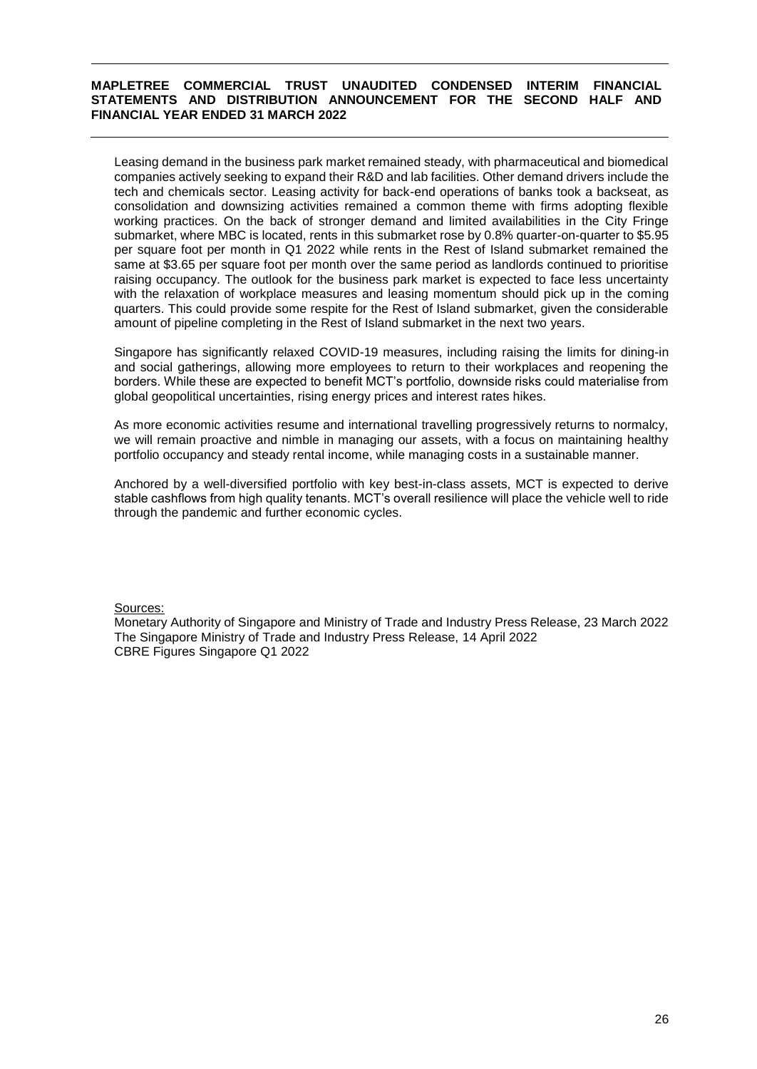Leasing demand in the business park market remained steady, with pharmaceutical and biomedical companies actively seeking to expand their R&D and lab facilities. Other demand drivers include the tech and chemicals sector. Leasing activity for back-end operations of banks took a backseat, as consolidation and downsizing activities remained a common theme with firms adopting flexible working practices. On the back of stronger demand and limited availabilities in the City Fringe submarket, where MBC is located, rents in this submarket rose by 0.8% quarter-on-quarter to $5.95 per square foot per month in Q1 2022 while rents in the Rest of Island submarket remained the same at $3.65 per square foot per month over the same period as landlords continued to prioritise raising occupancy. The outlook for the business park market is expected to face less uncertainty with the relaxation of workplace measures and leasing momentum should pick up in the coming quarters. This could provide some respite for the Rest of Island submarket, given the considerable amount of pipeline completing in the Rest of Island submarket in the next two years.

Singapore has significantly relaxed COVID-19 measures, including raising the limits for dining-in and social gatherings, allowing more employees to return to their workplaces and reopening the borders. While these are expected to benefit MCT's portfolio, downside risks could materialise from global geopolitical uncertainties, rising energy prices and interest rates hikes.

As more economic activities resume and international travelling progressively returns to normalcy, we will remain proactive and nimble in managing our assets, with a focus on maintaining healthy portfolio occupancy and steady rental income, while managing costs in a sustainable manner.

Anchored by a well-diversified portfolio with key best-in-class assets, MCT is expected to derive stable cashflows from high quality tenants. MCT's overall resilience will place the vehicle well to ride through the pandemic and further economic cycles.

Sources:
Monetary Authority of Singapore and Ministry of Trade and Industry Press Release, 23 March 2022
The Singapore Ministry of Trade and Industry Press Release, 14 April 2022
CBRE Figures Singapore Q1 2022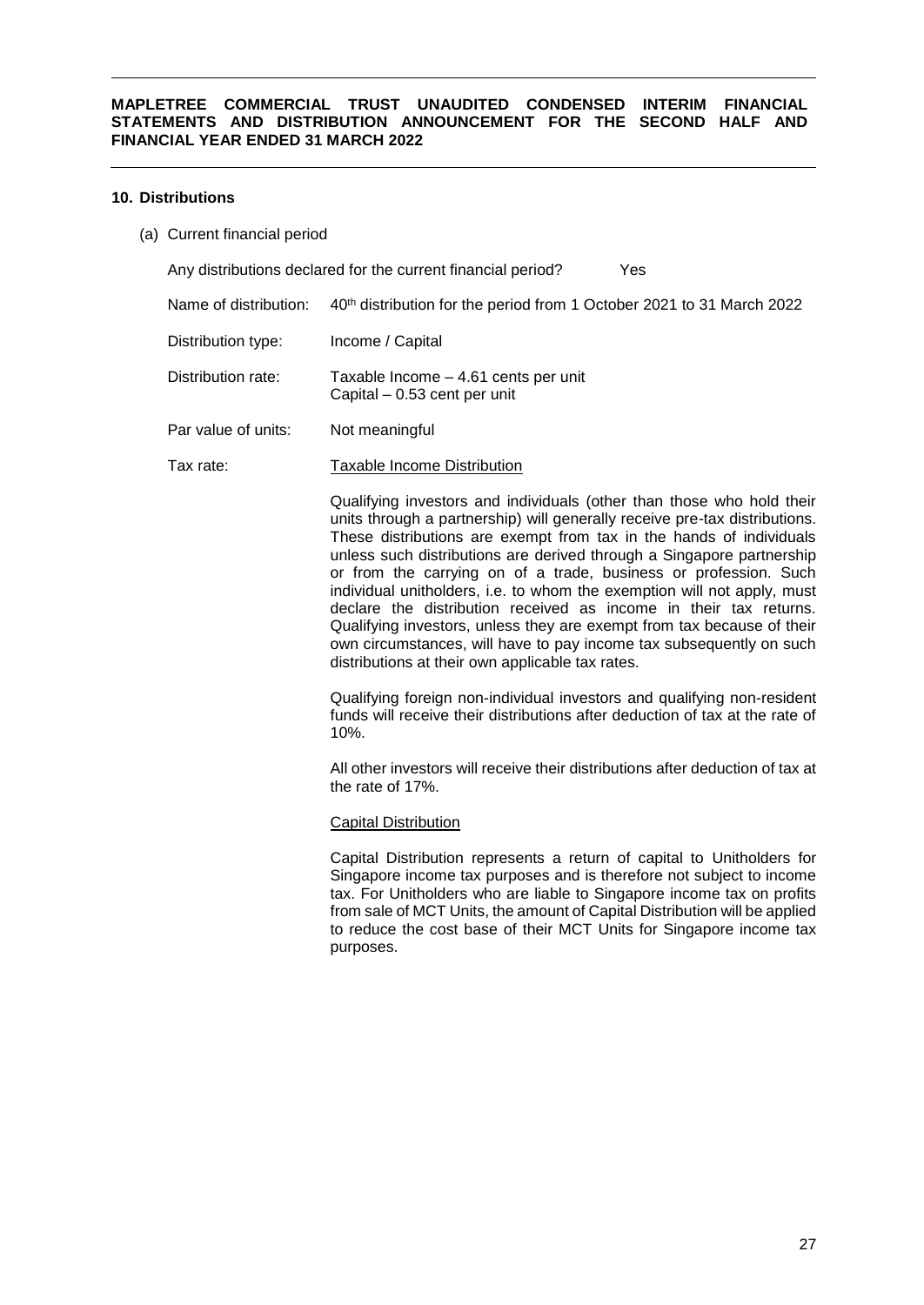## 10. Distributions

(a) Current financial period

| | | |
|---|---|---|
| Any distributions declared for the current financial period? | | Yes |

| | |
|---|---|
| Name of distribution: | 40th distribution for the period from 1 October 2021 to 31 March 2022 |
| Distribution type: | Income / Capital |
| Distribution rate: | Taxable Income – 4.61 cents per unit<br>Capital – 0.53 cent per unit |
| Par value of units: | Not meaningful |
| Tax rate: | Taxable Income Distribution |

Qualifying investors and individuals (other than those who hold their units through a partnership) will generally receive pre-tax distributions. These distributions are exempt from tax in the hands of individuals unless such distributions are derived through a Singapore partnership or from the carrying on of a trade, business or profession. Such individual unitholders, i.e. to whom the exemption will not apply, must declare the distribution received as income in their tax returns. Qualifying investors, unless they are exempt from tax because of their own circumstances, will have to pay income tax subsequently on such distributions at their own applicable tax rates.

Qualifying foreign non-individual investors and qualifying non-resident funds will receive their distributions after deduction of tax at the rate of 10%.

All other investors will receive their distributions after deduction of tax at the rate of 17%.

Capital Distribution

Capital Distribution represents a return of capital to Unitholders for Singapore income tax purposes and is therefore not subject to income tax. For Unitholders who are liable to Singapore income tax on profits from sale of MCT Units, the amount of Capital Distribution will be applied to reduce the cost base of their MCT Units for Singapore income tax purposes.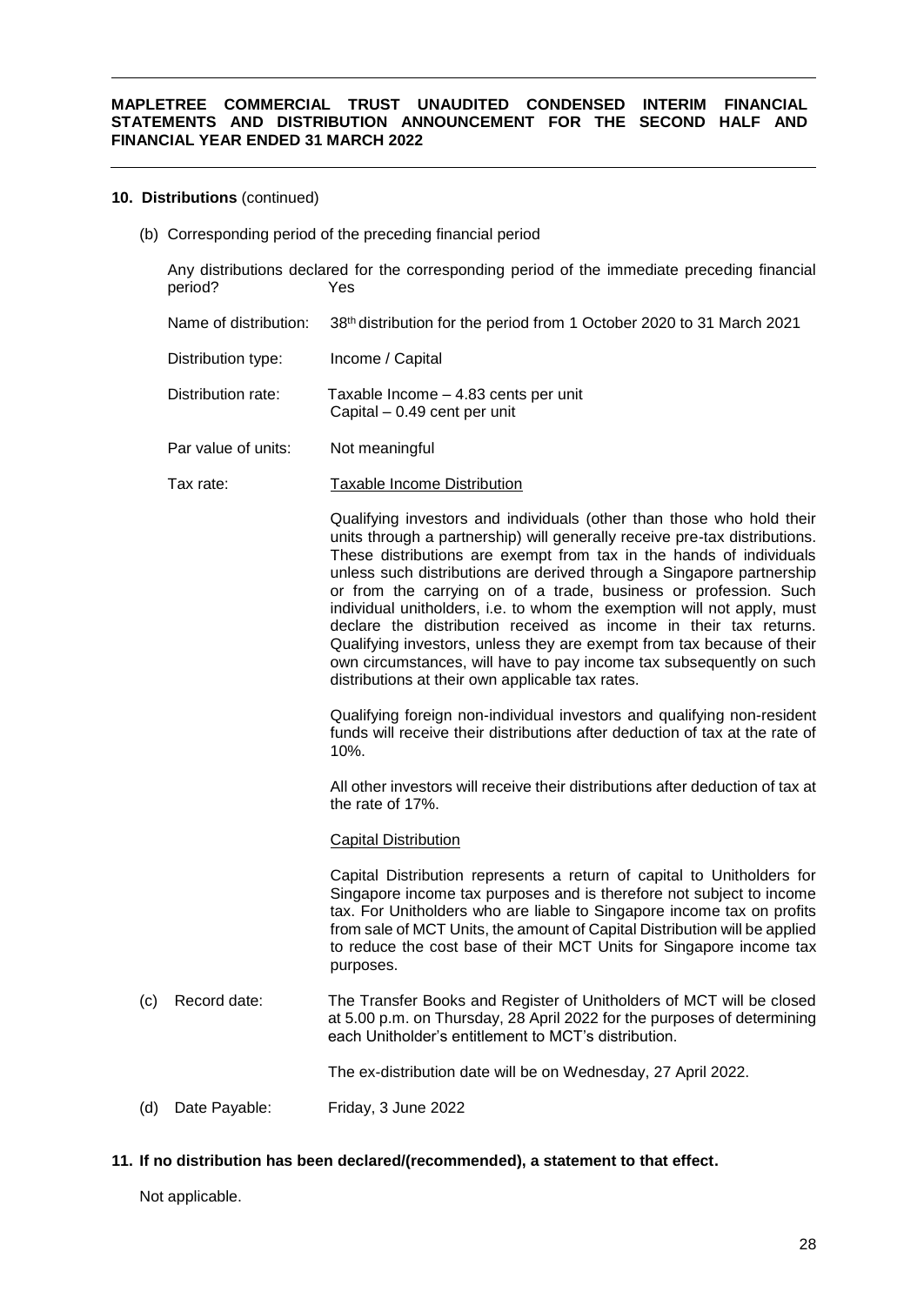## 10. Distributions (continued)

(b) Corresponding period of the preceding financial period

Any distributions declared for the corresponding period of the immediate preceding financial period? Yes

Name of distribution: 38th distribution for the period from 1 October 2020 to 31 March 2021

Distribution type: Income / Capital

Distribution rate: Taxable Income – 4.83 cents per unit
Capital – 0.49 cent per unit

Par value of units: Not meaningful

Tax rate: Taxable Income Distribution

Qualifying investors and individuals (other than those who hold their units through a partnership) will generally receive pre-tax distributions. These distributions are exempt from tax in the hands of individuals unless such distributions are derived through a Singapore partnership or from the carrying on of a trade, business or profession. Such individual unitholders, i.e. to whom the exemption will not apply, must declare the distribution received as income in their tax returns. Qualifying investors, unless they are exempt from tax because of their own circumstances, will have to pay income tax subsequently on such distributions at their own applicable tax rates.

Qualifying foreign non-individual investors and qualifying non-resident funds will receive their distributions after deduction of tax at the rate of 10%.

All other investors will receive their distributions after deduction of tax at the rate of 17%.

Capital Distribution

Capital Distribution represents a return of capital to Unitholders for Singapore income tax purposes and is therefore not subject to income tax. For Unitholders who are liable to Singapore income tax on profits from sale of MCT Units, the amount of Capital Distribution will be applied to reduce the cost base of their MCT Units for Singapore income tax purposes.

(c) Record date: The Transfer Books and Register of Unitholders of MCT will be closed at 5.00 p.m. on Thursday, 28 April 2022 for the purposes of determining each Unitholder's entitlement to MCT's distribution.

The ex-distribution date will be on Wednesday, 27 April 2022.

(d) Date Payable: Friday, 3 June 2022

## 11. If no distribution has been declared/(recommended), a statement to that effect.

Not applicable.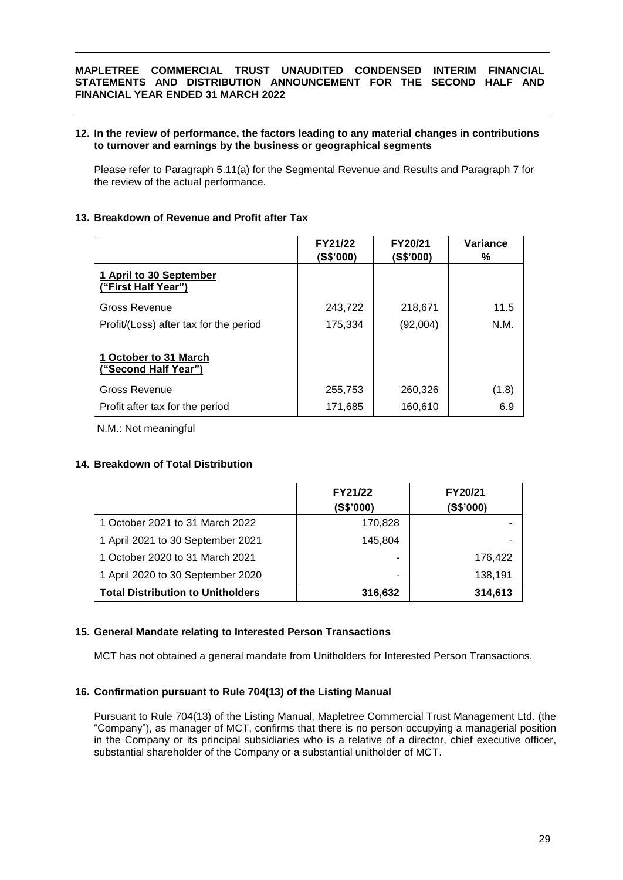**12. In the review of performance, the factors leading to any material changes in contributions to turnover and earnings by the business or geographical segments**

Please refer to Paragraph 5.11(a) for the Segmental Revenue and Results and Paragraph 7 for the review of the actual performance.

**13. Breakdown of Revenue and Profit after Tax**

| | FY21/22 (S$'000) | FY20/21 (S$'000) | Variance % |
|---|---|---|---|
| **1 April to 30 September ("First Half Year")** | | | |
| Gross Revenue | 243,722 | 218,671 | 11.5 |
| Profit/(Loss) after tax for the period | 175,334 | (92,004) | N.M. |
| **1 October to 31 March ("Second Half Year")** | | | |
| Gross Revenue | 255,753 | 260,326 | (1.8) |
| Profit after tax for the period | 171,685 | 160,610 | 6.9 |

N.M.: Not meaningful

**14. Breakdown of Total Distribution**

| | FY21/22 (S$'000) | FY20/21 (S$'000) |
|---|---|---|
| 1 October 2021 to 31 March 2022 | 170,828 | - |
| 1 April 2021 to 30 September 2021 | 145,804 | - |
| 1 October 2020 to 31 March 2021 | - | 176,422 |
| 1 April 2020 to 30 September 2020 | - | 138,191 |
| **Total Distribution to Unitholders** | **316,632** | **314,613** |

**15. General Mandate relating to Interested Person Transactions**

MCT has not obtained a general mandate from Unitholders for Interested Person Transactions.

**16. Confirmation pursuant to Rule 704(13) of the Listing Manual**

Pursuant to Rule 704(13) of the Listing Manual, Mapletree Commercial Trust Management Ltd. (the "Company"), as manager of MCT, confirms that there is no person occupying a managerial position in the Company or its principal subsidiaries who is a relative of a director, chief executive officer, substantial shareholder of the Company or a substantial unitholder of MCT.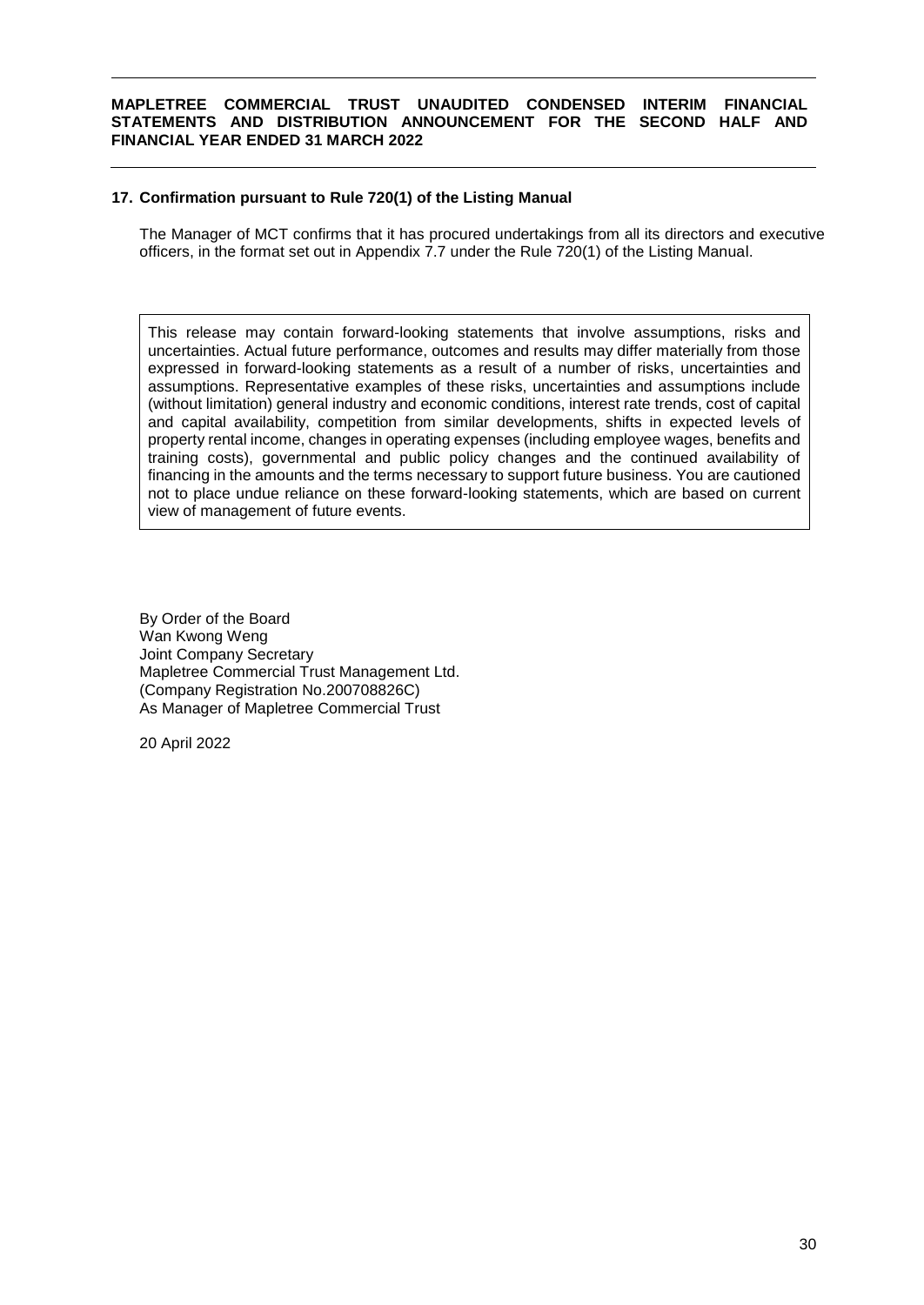## 17. Confirmation pursuant to Rule 720(1) of the Listing Manual

The Manager of MCT confirms that it has procured undertakings from all its directors and executive officers, in the format set out in Appendix 7.7 under the Rule 720(1) of the Listing Manual.

This release may contain forward-looking statements that involve assumptions, risks and uncertainties. Actual future performance, outcomes and results may differ materially from those expressed in forward-looking statements as a result of a number of risks, uncertainties and assumptions. Representative examples of these risks, uncertainties and assumptions include (without limitation) general industry and economic conditions, interest rate trends, cost of capital and capital availability, competition from similar developments, shifts in expected levels of property rental income, changes in operating expenses (including employee wages, benefits and training costs), governmental and public policy changes and the continued availability of financing in the amounts and the terms necessary to support future business. You are cautioned not to place undue reliance on these forward-looking statements, which are based on current view of management of future events.

By Order of the Board
Wan Kwong Weng
Joint Company Secretary
Mapletree Commercial Trust Management Ltd.
(Company Registration No.200708826C)
As Manager of Mapletree Commercial Trust

20 April 2022